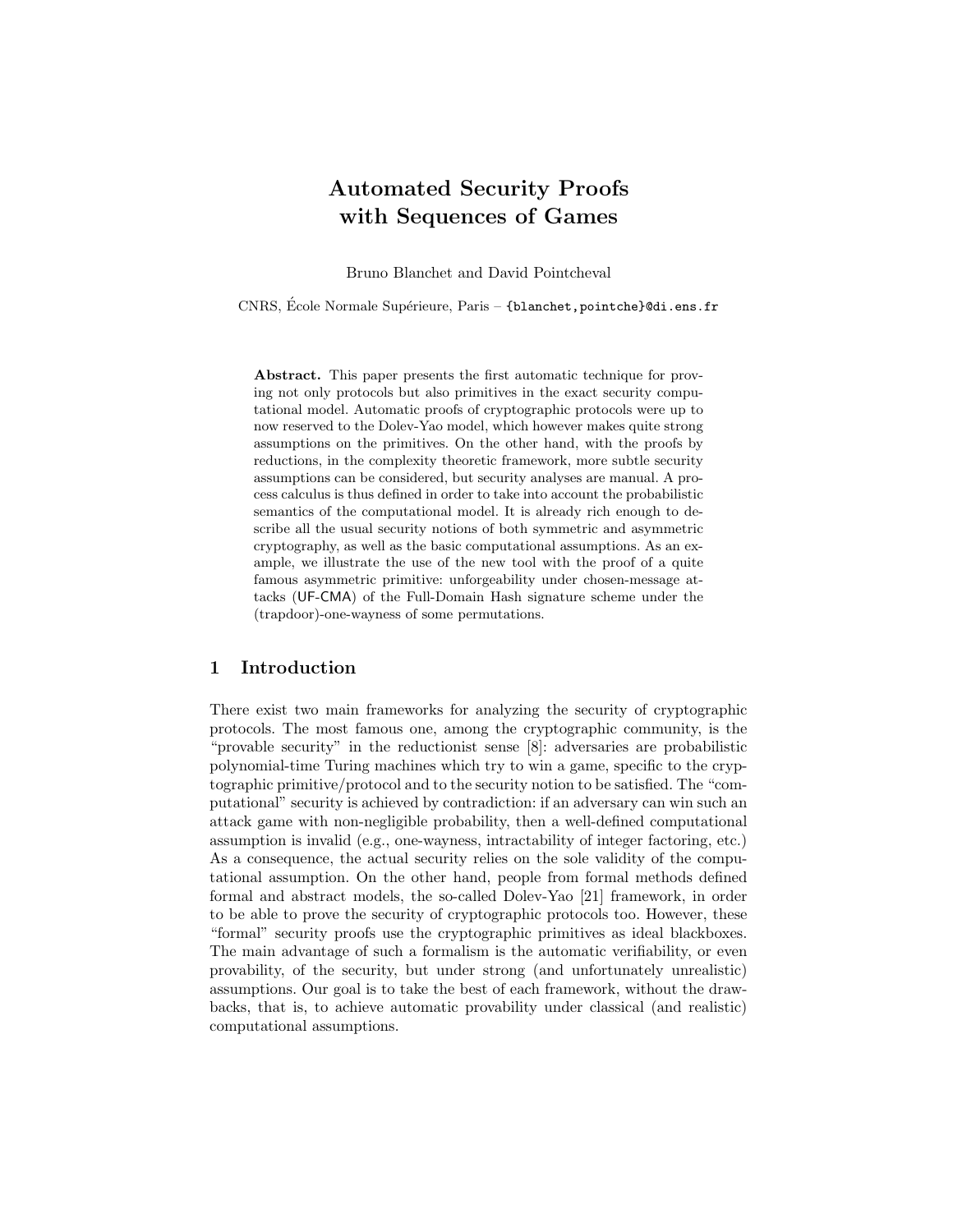# Automated Security Proofs with Sequences of Games

Bruno Blanchet and David Pointcheval

CNRS, École Normale Supérieure, Paris – {blanchet,pointche}@di.ens.fr

**Abstract.** This paper presents the first automatic technique for proving not only protocols but also primitives in the exact security computational model. Automatic proofs of cryptographic protocols were up to now reserved to the Dolev-Yao model, which however makes quite strong assumptions on the primitives. On the other hand, with the proofs by reductions, in the complexity theoretic framework, more subtle security assumptions can be considered, but security analyses are manual. A process calculus is thus defined in order to take into account the probabilistic semantics of the computational model. It is already rich enough to describe all the usual security notions of both symmetric and asymmetric cryptography, as well as the basic computational assumptions. As an example, we illustrate the use of the new tool with the proof of a quite famous asymmetric primitive: unforgeability under chosen-message attacks (UF-CMA) of the Full-Domain Hash signature scheme under the (trapdoor)-one-wayness of some permutations.

## 1 Introduction

There exist two main frameworks for analyzing the security of cryptographic protocols. The most famous one, among the cryptographic community, is the "provable security" in the reductionist sense [8]: adversaries are probabilistic polynomial-time Turing machines which try to win a game, specific to the cryptographic primitive/protocol and to the security notion to be satisfied. The "computational" security is achieved by contradiction: if an adversary can win such an attack game with non-negligible probability, then a well-defined computational assumption is invalid (e.g., one-wayness, intractability of integer factoring, etc.) As a consequence, the actual security relies on the sole validity of the computational assumption. On the other hand, people from formal methods defined formal and abstract models, the so-called Dolev-Yao [21] framework, in order to be able to prove the security of cryptographic protocols too. However, these "formal" security proofs use the cryptographic primitives as ideal blackboxes. The main advantage of such a formalism is the automatic verifiability, or even provability, of the security, but under strong (and unfortunately unrealistic) assumptions. Our goal is to take the best of each framework, without the drawbacks, that is, to achieve automatic provability under classical (and realistic) computational assumptions.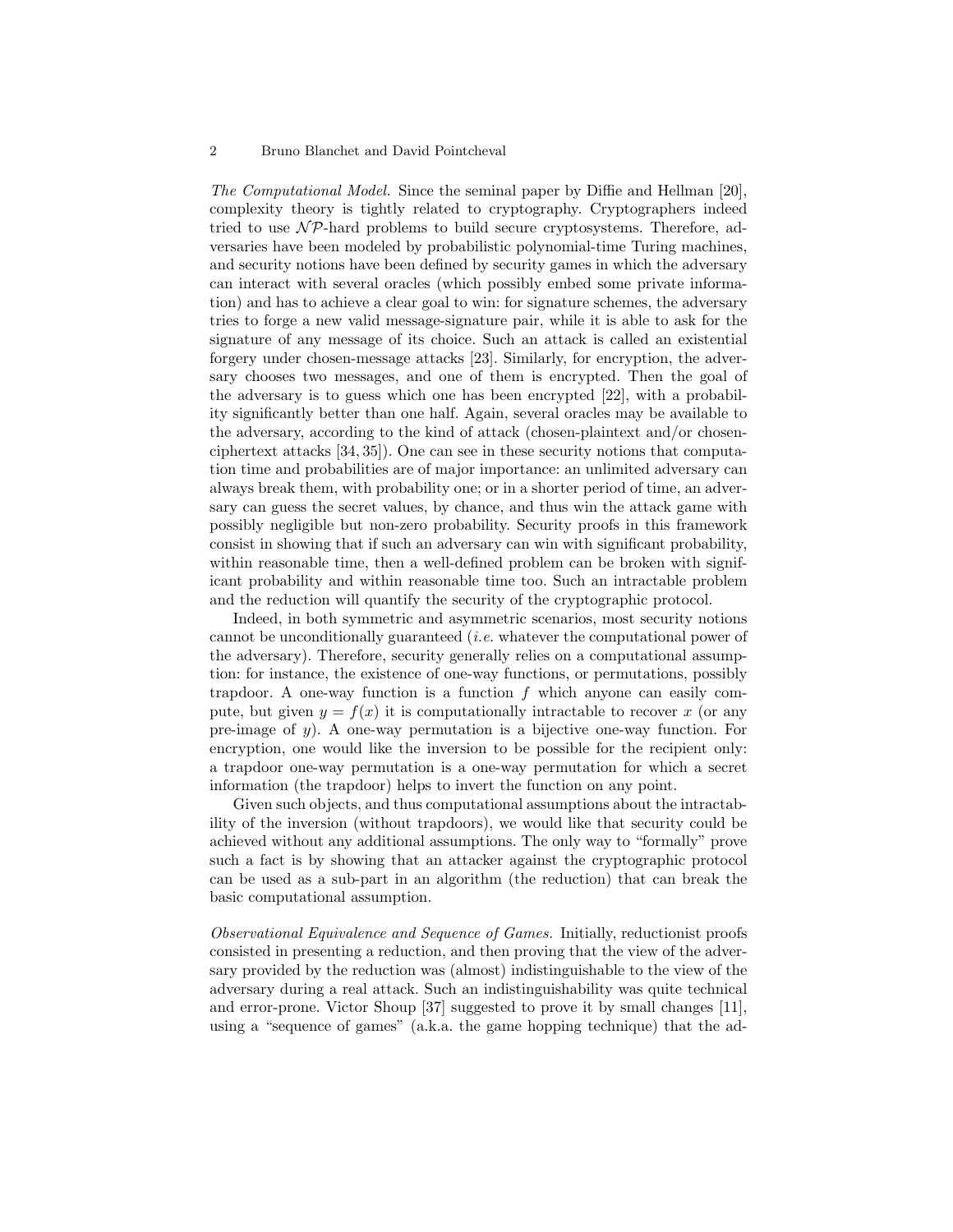*The Computational Model.* Since the seminal paper by Diffie and Hellman [20], complexity theory is tightly related to cryptography. Cryptographers indeed tried to use $\mathcal{NP}$-hard problems to build secure cryptosystems. Therefore, adversaries have been modeled by probabilistic polynomial-time Turing machines, and security notions have been defined by security games in which the adversary can interact with several oracles (which possibly embed some private information) and has to achieve a clear goal to win: for signature schemes, the adversary tries to forge a new valid message-signature pair, while it is able to ask for the signature of any message of its choice. Such an attack is called an existential forgery under chosen-message attacks [23]. Similarly, for encryption, the adversary chooses two messages, and one of them is encrypted. Then the goal of the adversary is to guess which one has been encrypted [22], with a probability significantly better than one half. Again, several oracles may be available to the adversary, according to the kind of attack (chosen-plaintext and/or chosen-ciphertext attacks [34, 35]). One can see in these security notions that computation time and probabilities are of major importance: an unlimited adversary can always break them, with probability one; or in a shorter period of time, an adversary can guess the secret values, by chance, and thus win the attack game with possibly negligible but non-zero probability. Security proofs in this framework consist in showing that if such an adversary can win with significant probability, within reasonable time, then a well-defined problem can be broken with significant probability and within reasonable time too. Such an intractable problem and the reduction will quantify the security of the cryptographic protocol.

Indeed, in both symmetric and asymmetric scenarios, most security notions cannot be unconditionally guaranteed (*i.e.* whatever the computational power of the adversary). Therefore, security generally relies on a computational assumption: for instance, the existence of one-way functions, or permutations, possibly trapdoor. A one-way function is a function $f$ which anyone can easily compute, but given $y = f(x)$ it is computationally intractable to recover $x$ (or any pre-image of $y$). A one-way permutation is a bijective one-way function. For encryption, one would like the inversion to be possible for the recipient only: a trapdoor one-way permutation is a one-way permutation for which a secret information (the trapdoor) helps to invert the function on any point.

Given such objects, and thus computational assumptions about the intractability of the inversion (without trapdoors), we would like that security could be achieved without any additional assumptions. The only way to "formally" prove such a fact is by showing that an attacker against the cryptographic protocol can be used as a sub-part in an algorithm (the reduction) that can break the basic computational assumption.

*Observational Equivalence and Sequence of Games.* Initially, reductionist proofs consisted in presenting a reduction, and then proving that the view of the adversary provided by the reduction was (almost) indistinguishable to the view of the adversary during a real attack. Such an indistinguishability was quite technical and error-prone. Victor Shoup [37] suggested to prove it by small changes [11], using a "sequence of games" (a.k.a. the game hopping technique) that the ad-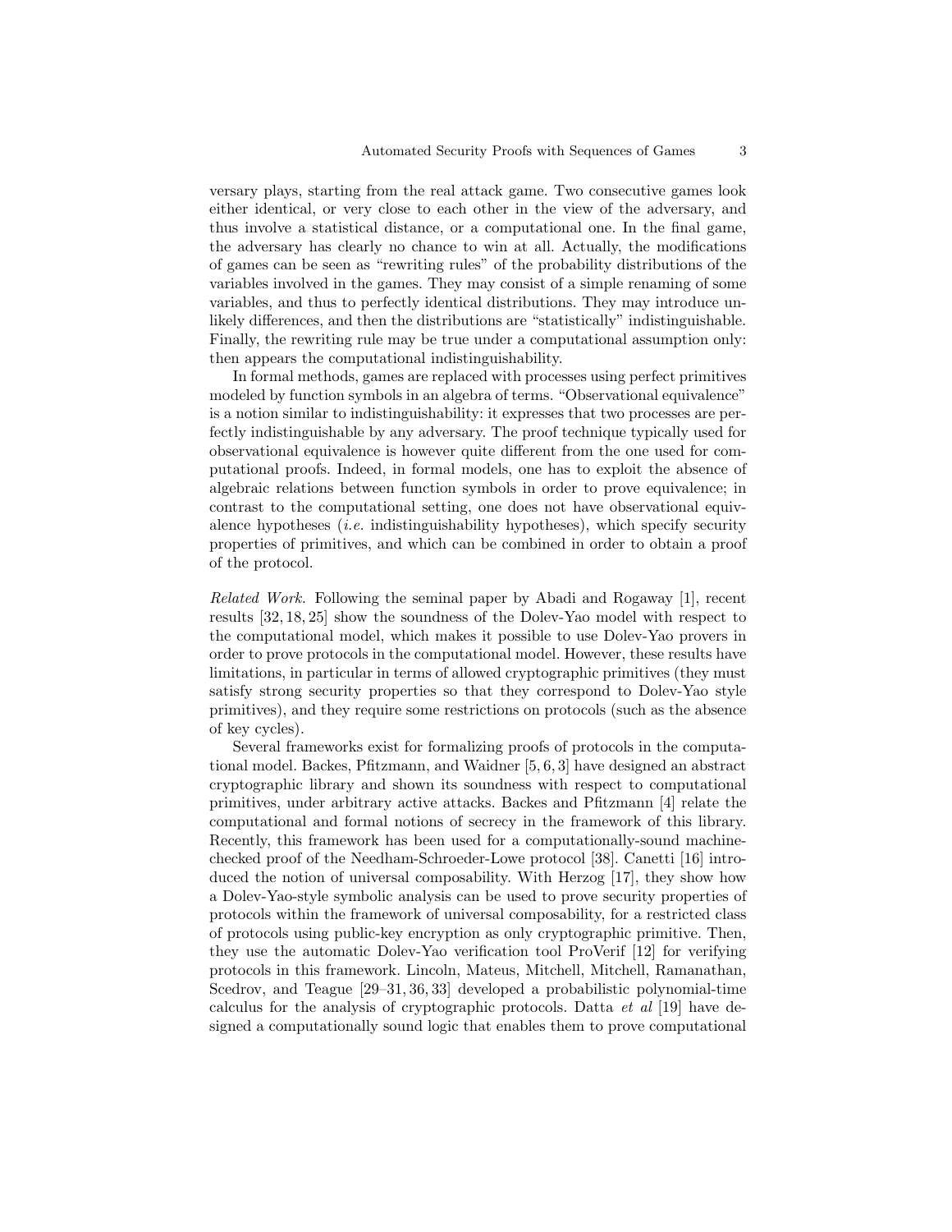versary plays, starting from the real attack game. Two consecutive games look either identical, or very close to each other in the view of the adversary, and thus involve a statistical distance, or a computational one. In the final game, the adversary has clearly no chance to win at all. Actually, the modifications of games can be seen as "rewriting rules" of the probability distributions of the variables involved in the games. They may consist of a simple renaming of some variables, and thus to perfectly identical distributions. They may introduce unlikely differences, and then the distributions are "statistically" indistinguishable. Finally, the rewriting rule may be true under a computational assumption only: then appears the computational indistinguishability.

In formal methods, games are replaced with processes using perfect primitives modeled by function symbols in an algebra of terms. "Observational equivalence" is a notion similar to indistinguishability: it expresses that two processes are perfectly indistinguishable by any adversary. The proof technique typically used for observational equivalence is however quite different from the one used for computational proofs. Indeed, in formal models, one has to exploit the absence of algebraic relations between function symbols in order to prove equivalence; in contrast to the computational setting, one does not have observational equivalence hypotheses (*i.e.* indistinguishability hypotheses), which specify security properties of primitives, and which can be combined in order to obtain a proof of the protocol.

*Related Work.* Following the seminal paper by Abadi and Rogaway [1], recent results [32, 18, 25] show the soundness of the Dolev-Yao model with respect to the computational model, which makes it possible to use Dolev-Yao provers in order to prove protocols in the computational model. However, these results have limitations, in particular in terms of allowed cryptographic primitives (they must satisfy strong security properties so that they correspond to Dolev-Yao style primitives), and they require some restrictions on protocols (such as the absence of key cycles).

Several frameworks exist for formalizing proofs of protocols in the computational model. Backes, Pfitzmann, and Waidner [5, 6, 3] have designed an abstract cryptographic library and shown its soundness with respect to computational primitives, under arbitrary active attacks. Backes and Pfitzmann [4] relate the computational and formal notions of secrecy in the framework of this library. Recently, this framework has been used for a computationally-sound machine-checked proof of the Needham-Schroeder-Lowe protocol [38]. Canetti [16] introduced the notion of universal composability. With Herzog [17], they show how a Dolev-Yao-style symbolic analysis can be used to prove security properties of protocols within the framework of universal composability, for a restricted class of protocols using public-key encryption as only cryptographic primitive. Then, they use the automatic Dolev-Yao verification tool ProVerif [12] for verifying protocols in this framework. Lincoln, Mateus, Mitchell, Mitchell, Ramanathan, Scedrov, and Teague [29–31, 36, 33] developed a probabilistic polynomial-time calculus for the analysis of cryptographic protocols. Datta *et al* [19] have designed a computationally sound logic that enables them to prove computational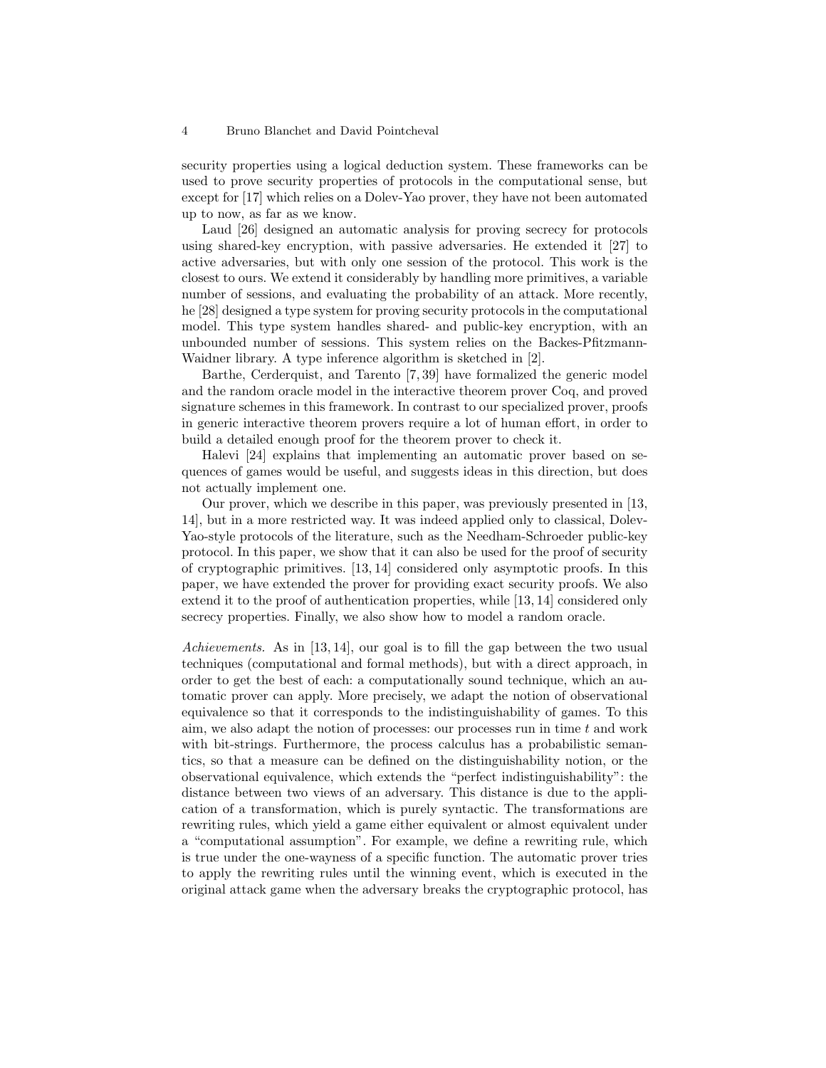security properties using a logical deduction system. These frameworks can be used to prove security properties of protocols in the computational sense, but except for [17] which relies on a Dolev-Yao prover, they have not been automated up to now, as far as we know.

Laud [26] designed an automatic analysis for proving secrecy for protocols using shared-key encryption, with passive adversaries. He extended it [27] to active adversaries, but with only one session of the protocol. This work is the closest to ours. We extend it considerably by handling more primitives, a variable number of sessions, and evaluating the probability of an attack. More recently, he [28] designed a type system for proving security protocols in the computational model. This type system handles shared- and public-key encryption, with an unbounded number of sessions. This system relies on the Backes-Pfitzmann-Waidner library. A type inference algorithm is sketched in [2].

Barthe, Cerderquist, and Tarento [7, 39] have formalized the generic model and the random oracle model in the interactive theorem prover Coq, and proved signature schemes in this framework. In contrast to our specialized prover, proofs in generic interactive theorem provers require a lot of human effort, in order to build a detailed enough proof for the theorem prover to check it.

Halevi [24] explains that implementing an automatic prover based on sequences of games would be useful, and suggests ideas in this direction, but does not actually implement one.

Our prover, which we describe in this paper, was previously presented in [13, 14], but in a more restricted way. It was indeed applied only to classical, Dolev-Yao-style protocols of the literature, such as the Needham-Schroeder public-key protocol. In this paper, we show that it can also be used for the proof of security of cryptographic primitives. [13, 14] considered only asymptotic proofs. In this paper, we have extended the prover for providing exact security proofs. We also extend it to the proof of authentication properties, while [13, 14] considered only secrecy properties. Finally, we also show how to model a random oracle.

*Achievements.* As in [13, 14], our goal is to fill the gap between the two usual techniques (computational and formal methods), but with a direct approach, in order to get the best of each: a computationally sound technique, which an automatic prover can apply. More precisely, we adapt the notion of observational equivalence so that it corresponds to the indistinguishability of games. To this aim, we also adapt the notion of processes: our processes run in time $t$ and work with bit-strings. Furthermore, the process calculus has a probabilistic semantics, so that a measure can be defined on the distinguishability notion, or the observational equivalence, which extends the "perfect indistinguishability": the distance between two views of an adversary. This distance is due to the application of a transformation, which is purely syntactic. The transformations are rewriting rules, which yield a game either equivalent or almost equivalent under a "computational assumption". For example, we define a rewriting rule, which is true under the one-wayness of a specific function. The automatic prover tries to apply the rewriting rules until the winning event, which is executed in the original attack game when the adversary breaks the cryptographic protocol, has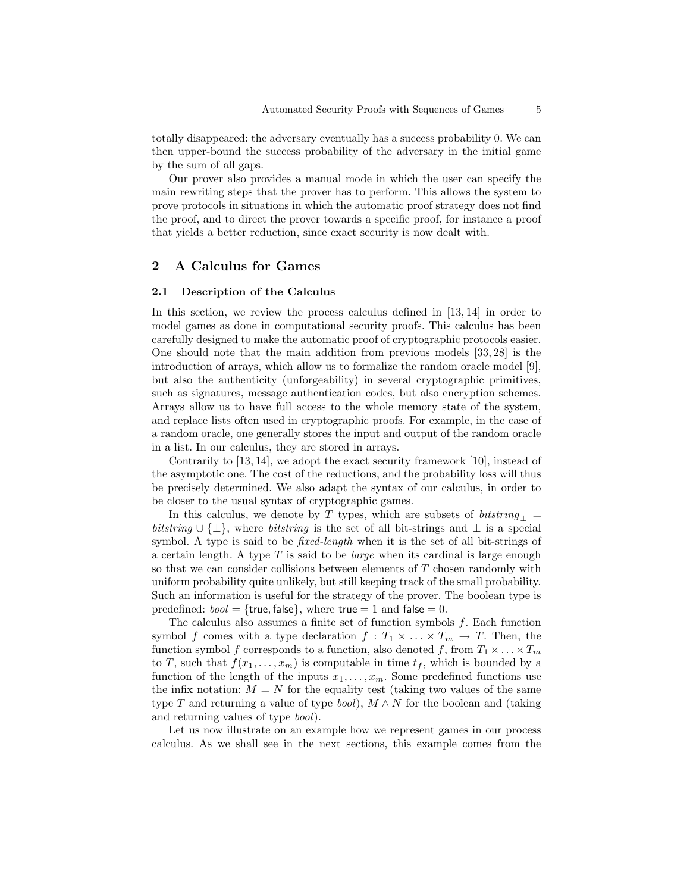totally disappeared: the adversary eventually has a success probability 0. We can then upper-bound the success probability of the adversary in the initial game by the sum of all gaps.

Our prover also provides a manual mode in which the user can specify the main rewriting steps that the prover has to perform. This allows the system to prove protocols in situations in which the automatic proof strategy does not find the proof, and to direct the prover towards a specific proof, for instance a proof that yields a better reduction, since exact security is now dealt with.

## 2 A Calculus for Games

### 2.1 Description of the Calculus

In this section, we review the process calculus defined in [13, 14] in order to model games as done in computational security proofs. This calculus has been carefully designed to make the automatic proof of cryptographic protocols easier. One should note that the main addition from previous models [33, 28] is the introduction of arrays, which allow us to formalize the random oracle model [9], but also the authenticity (unforgeability) in several cryptographic primitives, such as signatures, message authentication codes, but also encryption schemes. Arrays allow us to have full access to the whole memory state of the system, and replace lists often used in cryptographic proofs. For example, in the case of a random oracle, one generally stores the input and output of the random oracle in a list. In our calculus, they are stored in arrays.

Contrarily to [13, 14], we adopt the exact security framework [10], instead of the asymptotic one. The cost of the reductions, and the probability loss will thus be precisely determined. We also adapt the syntax of our calculus, in order to be closer to the usual syntax of cryptographic games.

In this calculus, we denote by $T$ types, which are subsets of $\mathit{bitstring}_\perp = \mathit{bitstring} \cup \{\perp\}$, where *bitstring* is the set of all bit-strings and $\perp$ is a special symbol. A type is said to be *fixed-length* when it is the set of all bit-strings of a certain length. A type $T$ is said to be *large* when its cardinal is large enough so that we can consider collisions between elements of $T$ chosen randomly with uniform probability quite unlikely, but still keeping track of the small probability. Such an information is useful for the strategy of the prover. The boolean type is predefined: $\mathit{bool} = \{\mathsf{true}, \mathsf{false}\}$, where $\mathsf{true} = 1$ and $\mathsf{false} = 0$.

The calculus also assumes a finite set of function symbols $f$. Each function symbol $f$ comes with a type declaration $f : T_1 \times \ldots \times T_m \to T$. Then, the function symbol $f$ corresponds to a function, also denoted $f$, from $T_1 \times \ldots \times T_m$ to $T$, such that $f(x_1, \ldots, x_m)$ is computable in time $t_f$, which is bounded by a function of the length of the inputs $x_1, \ldots, x_m$. Some predefined functions use the infix notation: $M = N$ for the equality test (taking two values of the same type $T$ and returning a value of type *bool*), $M \wedge N$ for the boolean and (taking and returning values of type *bool*).

Let us now illustrate on an example how we represent games in our process calculus. As we shall see in the next sections, this example comes from the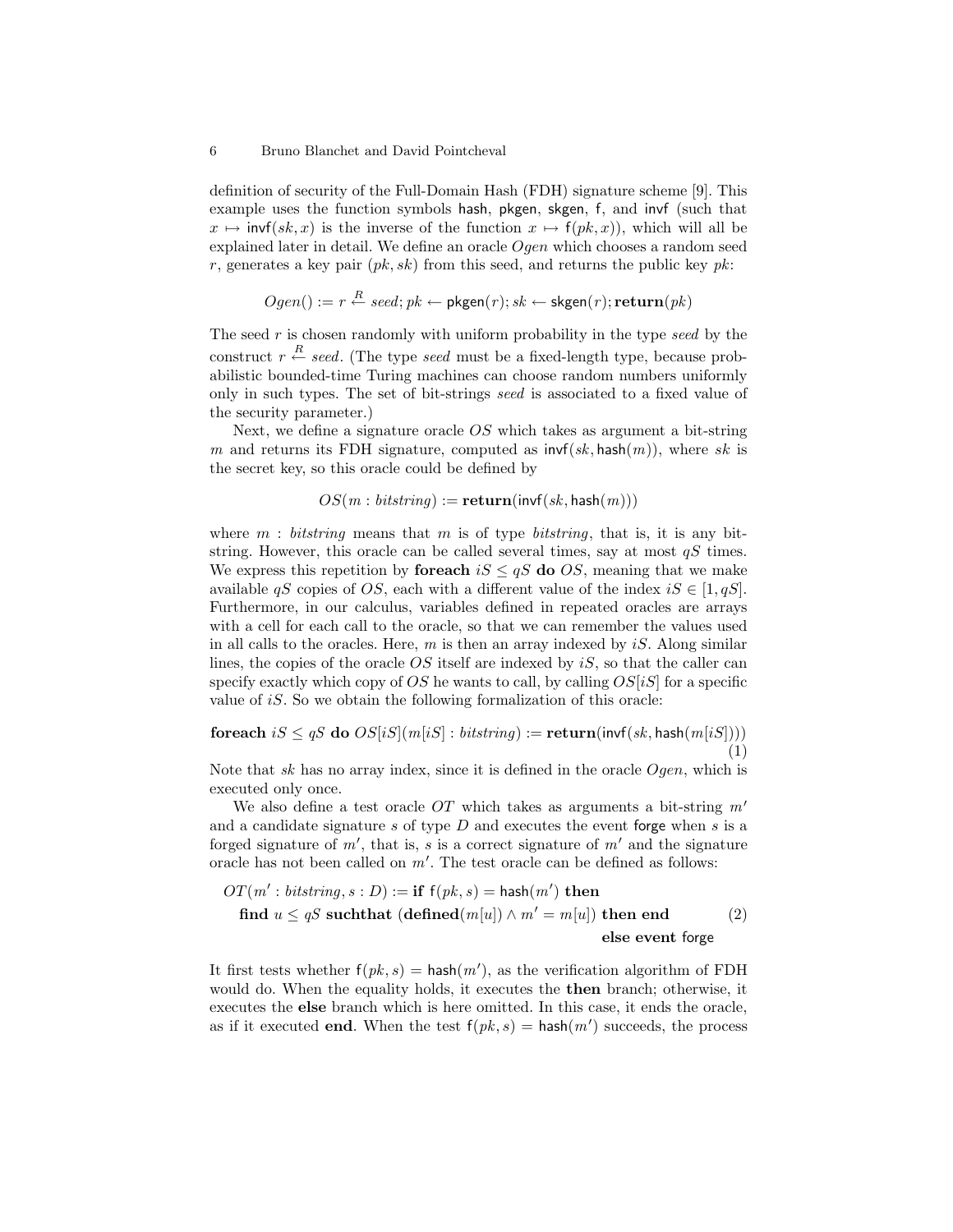definition of security of the Full-Domain Hash (FDH) signature scheme [9]. This example uses the function symbols hash, pkgen, skgen, f, and invf (such that $x \mapsto \mathsf{invf}(sk, x)$ is the inverse of the function $x \mapsto \mathsf{f}(pk, x)$), which will all be explained later in detail. We define an oracle $Ogen$ which chooses a random seed $r$, generates a key pair $(pk, sk)$ from this seed, and returns the public key $pk$:

$$Ogen() := r \stackrel{R}{\leftarrow} seed; pk \leftarrow \mathsf{pkgen}(r); sk \leftarrow \mathsf{skgen}(r); \mathbf{return}(pk)$$

The seed $r$ is chosen randomly with uniform probability in the type *seed* by the construct $r \stackrel{R}{\leftarrow} seed$. (The type *seed* must be a fixed-length type, because probabilistic bounded-time Turing machines can choose random numbers uniformly only in such types. The set of bit-strings *seed* is associated to a fixed value of the security parameter.)

Next, we define a signature oracle $OS$ which takes as argument a bit-string $m$ and returns its FDH signature, computed as $\mathsf{invf}(sk, \mathsf{hash}(m))$, where $sk$ is the secret key, so this oracle could be defined by

$$OS(m : bitstring) := \mathbf{return}(\mathsf{invf}(sk, \mathsf{hash}(m)))$$

where $m : bitstring$ means that $m$ is of type *bitstring*, that is, it is any bit-string. However, this oracle can be called several times, say at most $qS$ times. We express this repetition by **foreach** $iS \leq qS$ **do** $OS$, meaning that we make available $qS$ copies of $OS$, each with a different value of the index $iS \in [1, qS]$. Furthermore, in our calculus, variables defined in repeated oracles are arrays with a cell for each call to the oracle, so that we can remember the values used in all calls to the oracles. Here, $m$ is then an array indexed by $iS$. Along similar lines, the copies of the oracle $OS$ itself are indexed by $iS$, so that the caller can specify exactly which copy of $OS$ he wants to call, by calling $OS[iS]$ for a specific value of $iS$. So we obtain the following formalization of this oracle:

$$\mathbf{foreach}\ iS \leq qS\ \mathbf{do}\ OS[iS](m[iS] : bitstring) := \mathbf{return}(\mathsf{invf}(sk, \mathsf{hash}(m[iS]))) \tag{1}$$

Note that $sk$ has no array index, since it is defined in the oracle $Ogen$, which is executed only once.

We also define a test oracle $OT$ which takes as arguments a bit-string $m'$ and a candidate signature $s$ of type $D$ and executes the event forge when $s$ is a forged signature of $m'$, that is, $s$ is a correct signature of $m'$ and the signature oracle has not been called on $m'$. The test oracle can be defined as follows:

$$\begin{aligned}
&OT(m' : bitstring, s : D) := \mathbf{if}\ \mathsf{f}(pk, s) = \mathsf{hash}(m')\ \mathbf{then} \\
&\quad \mathbf{find}\ u \leq qS\ \mathbf{suchthat}\ (\mathbf{defined}(m[u]) \wedge m' = m[u])\ \mathbf{then\ end} \\
&\quad\quad\quad\quad\quad\quad\quad\quad\quad\quad\quad\quad\quad\quad\quad\quad \mathbf{else\ event}\ \mathsf{forge}
\end{aligned} \tag{2}$$

It first tests whether $\mathsf{f}(pk, s) = \mathsf{hash}(m')$, as the verification algorithm of FDH would do. When the equality holds, it executes the **then** branch; otherwise, it executes the **else** branch which is here omitted. In this case, it ends the oracle, as if it executed **end**. When the test $\mathsf{f}(pk, s) = \mathsf{hash}(m')$ succeeds, the process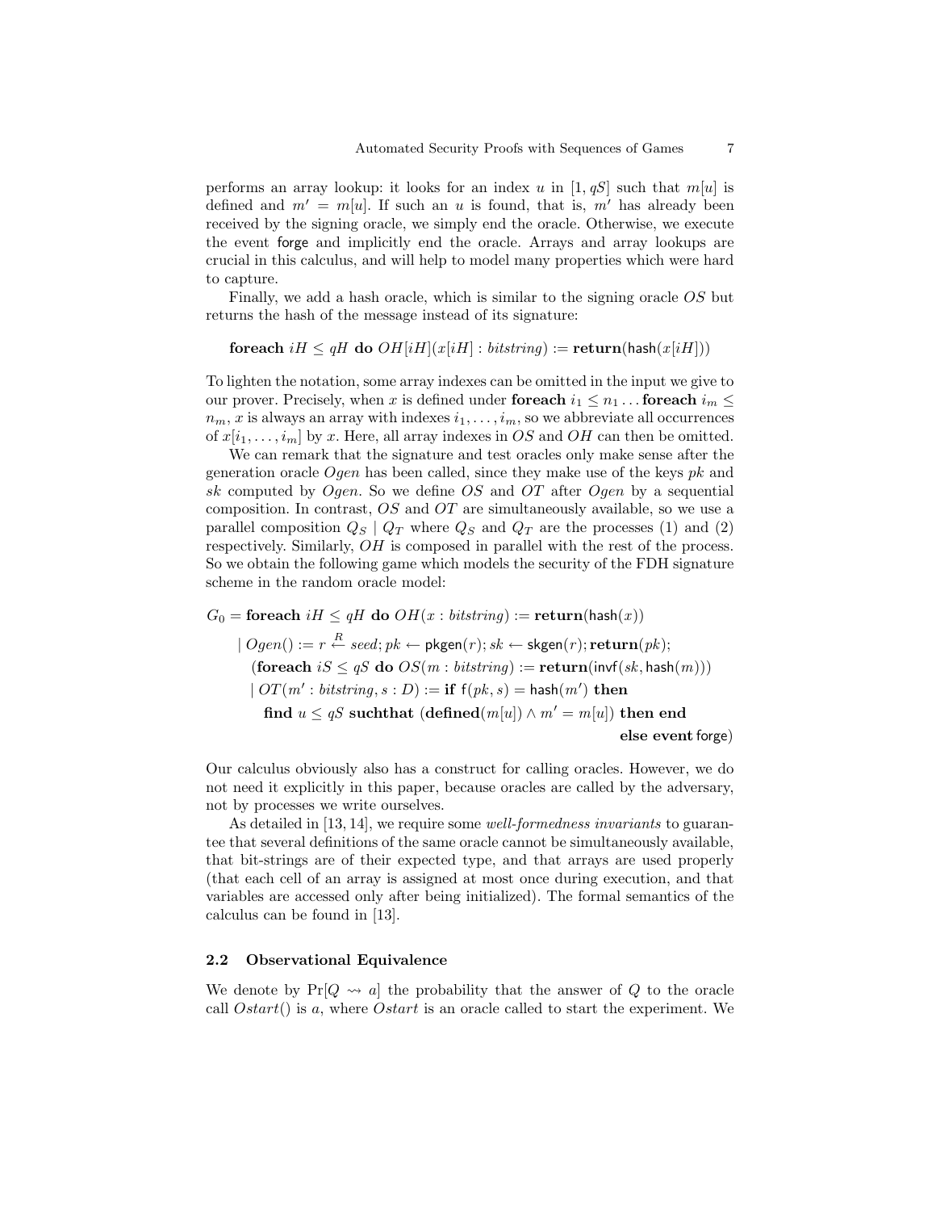performs an array lookup: it looks for an index $u$ in $[1, qS]$ such that $m[u]$ is defined and $m' = m[u]$. If such an $u$ is found, that is, $m'$ has already been received by the signing oracle, we simply end the oracle. Otherwise, we execute the event $\mathsf{forge}$ and implicitly end the oracle. Arrays and array lookups are crucial in this calculus, and will help to model many properties which were hard to capture.

Finally, we add a hash oracle, which is similar to the signing oracle $OS$ but returns the hash of the message instead of its signature:

$$\textbf{foreach } iH \leq qH \textbf{ do } OH[iH](x[iH] : \mathit{bitstring}) := \textbf{return}(\mathsf{hash}(x[iH]))$$

To lighten the notation, some array indexes can be omitted in the input we give to our prover. Precisely, when $x$ is defined under **foreach** $i_1 \leq n_1 \ldots$ **foreach** $i_m \leq n_m$, $x$ is always an array with indexes $i_1, \ldots, i_m$, so we abbreviate all occurrences of $x[i_1, \ldots, i_m]$ by $x$. Here, all array indexes in $OS$ and $OH$ can then be omitted.

We can remark that the signature and test oracles only make sense after the generation oracle $Ogen$ has been called, since they make use of the keys $pk$ and $sk$ computed by $Ogen$. So we define $OS$ and $OT$ after $Ogen$ by a sequential composition. In contrast, $OS$ and $OT$ are simultaneously available, so we use a parallel composition $Q_S \mid Q_T$ where $Q_S$ and $Q_T$ are the processes (1) and (2) respectively. Similarly, $OH$ is composed in parallel with the rest of the process. So we obtain the following game which models the security of the FDH signature scheme in the random oracle model:

$$
\begin{aligned}
G_0 = \;& \textbf{foreach } iH \leq qH \textbf{ do } OH(x : \mathit{bitstring}) := \textbf{return}(\mathsf{hash}(x)) \\
& \mid Ogen() := r \stackrel{R}{\leftarrow} \mathit{seed}; pk \leftarrow \mathsf{pkgen}(r); sk \leftarrow \mathsf{skgen}(r); \textbf{return}(pk); \\
& \quad (\textbf{foreach } iS \leq qS \textbf{ do } OS(m : \mathit{bitstring}) := \textbf{return}(\mathsf{invf}(sk, \mathsf{hash}(m))) \\
& \quad \mid OT(m' : \mathit{bitstring}, s : D) := \textbf{if } \mathsf{f}(pk, s) = \mathsf{hash}(m') \textbf{ then} \\
& \qquad \textbf{find } u \leq qS \textbf{ suchthat } (\textbf{defined}(m[u]) \wedge m' = m[u]) \textbf{ then end} \\
& \qquad\qquad \textbf{else event } \mathsf{forge})
\end{aligned}
$$

Our calculus obviously also has a construct for calling oracles. However, we do not need it explicitly in this paper, because oracles are called by the adversary, not by processes we write ourselves.

As detailed in [13, 14], we require some *well-formedness invariants* to guarantee that several definitions of the same oracle cannot be simultaneously available, that bit-strings are of their expected type, and that arrays are used properly (that each cell of an array is assigned at most once during execution, and that variables are accessed only after being initialized). The formal semantics of the calculus can be found in [13].

### 2.2 Observational Equivalence

We denote by $\Pr[Q \rightsquigarrow a]$ the probability that the answer of $Q$ to the oracle call $Ostart()$ is $a$, where $Ostart$ is an oracle called to start the experiment. We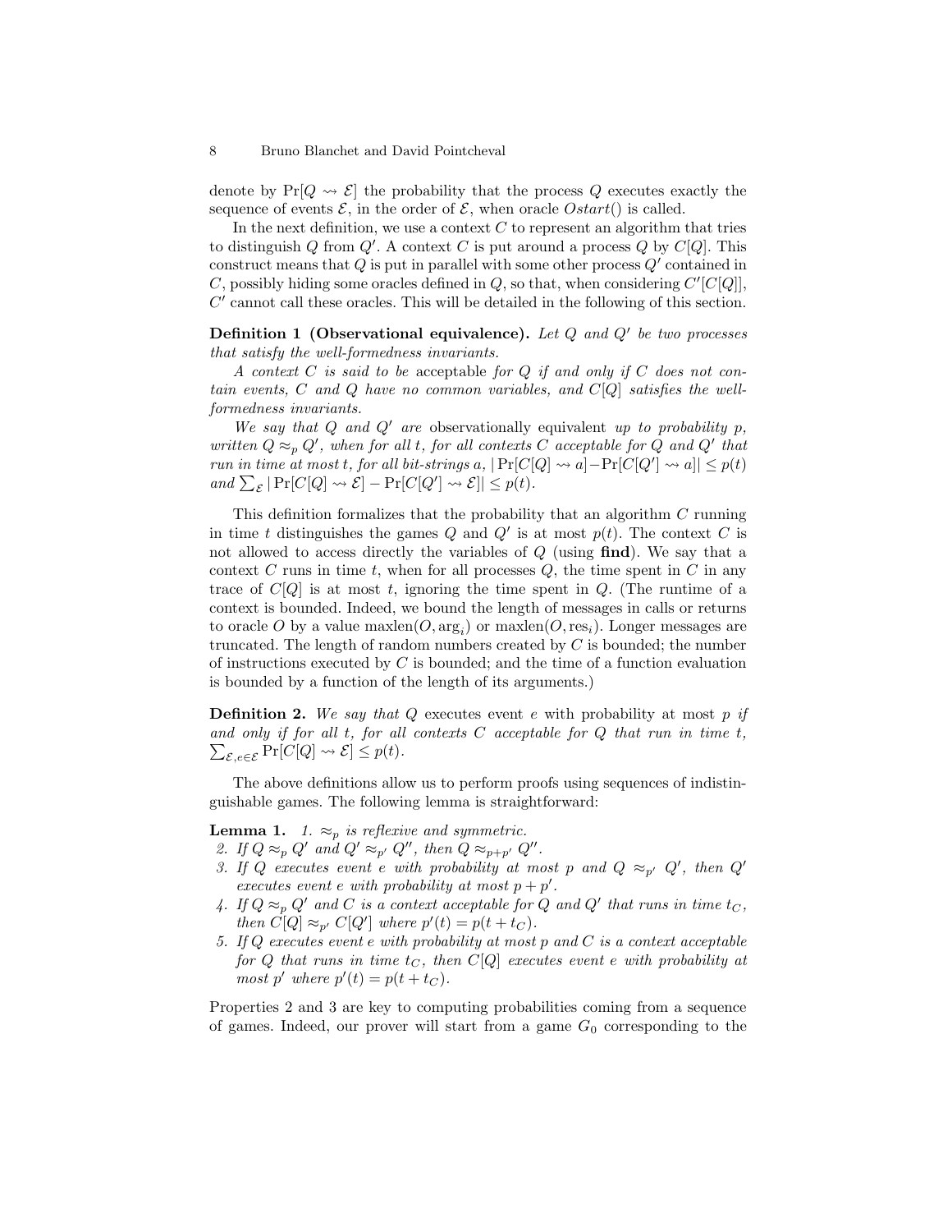denote by $\Pr[Q \rightsquigarrow \mathcal{E}]$ the probability that the process $Q$ executes exactly the sequence of events $\mathcal{E}$, in the order of $\mathcal{E}$, when oracle $Ostart()$ is called.

In the next definition, we use a context $C$ to represent an algorithm that tries to distinguish $Q$ from $Q'$. A context $C$ is put around a process $Q$ by $C[Q]$. This construct means that $Q$ is put in parallel with some other process $Q'$ contained in $C$, possibly hiding some oracles defined in $Q$, so that, when considering $C'[C[Q]]$, $C'$ cannot call these oracles. This will be detailed in the following of this section.

**Definition 1 (Observational equivalence).** *Let $Q$ and $Q'$ be two processes that satisfy the well-formedness invariants.*

*A context $C$ is said to be* acceptable *for $Q$ if and only if $C$ does not contain events, $C$ and $Q$ have no common variables, and $C[Q]$ satisfies the well-formedness invariants.*

*We say that $Q$ and $Q'$ are* observationally equivalent *up to probability $p$, written $Q \approx_p Q'$, when for all $t$, for all contexts $C$ acceptable for $Q$ and $Q'$ that run in time at most $t$, for all bit-strings $a$, $|\Pr[C[Q] \rightsquigarrow a] - \Pr[C[Q'] \rightsquigarrow a]| \leq p(t)$ and $\sum_{\mathcal{E}} |\Pr[C[Q] \rightsquigarrow \mathcal{E}] - \Pr[C[Q'] \rightsquigarrow \mathcal{E}]| \leq p(t)$.*

This definition formalizes that the probability that an algorithm $C$ running in time $t$ distinguishes the games $Q$ and $Q'$ is at most $p(t)$. The context $C$ is not allowed to access directly the variables of $Q$ (using **find**). We say that a context $C$ runs in time $t$, when for all processes $Q$, the time spent in $C$ in any trace of $C[Q]$ is at most $t$, ignoring the time spent in $Q$. (The runtime of a context is bounded. Indeed, we bound the length of messages in calls or returns to oracle $O$ by a value $\mathrm{maxlen}(O, \mathrm{arg}_i)$ or $\mathrm{maxlen}(O, \mathrm{res}_i)$. Longer messages are truncated. The length of random numbers created by $C$ is bounded; the number of instructions executed by $C$ is bounded; and the time of a function evaluation is bounded by a function of the length of its arguments.)

**Definition 2.** *We say that $Q$* executes event $e$ with probability at most $p$ *if and only if for all $t$, for all contexts $C$ acceptable for $Q$ that run in time $t$, $\sum_{\mathcal{E}, e \in \mathcal{E}} \Pr[C[Q] \rightsquigarrow \mathcal{E}] \leq p(t)$.*

The above definitions allow us to perform proofs using sequences of indistinguishable games. The following lemma is straightforward:

**Lemma 1.**
1. *$\approx_p$ is reflexive and symmetric.*
2. *If $Q \approx_p Q'$ and $Q' \approx_{p'} Q''$, then $Q \approx_{p+p'} Q''$.*
3. *If $Q$ executes event $e$ with probability at most $p$ and $Q \approx_{p'} Q'$, then $Q'$ executes event $e$ with probability at most $p + p'$.*
4. *If $Q \approx_p Q'$ and $C$ is a context acceptable for $Q$ and $Q'$ that runs in time $t_C$, then $C[Q] \approx_{p'} C[Q']$ where $p'(t) = p(t + t_C)$.*
5. *If $Q$ executes event $e$ with probability at most $p$ and $C$ is a context acceptable for $Q$ that runs in time $t_C$, then $C[Q]$ executes event $e$ with probability at most $p'$ where $p'(t) = p(t + t_C)$.*

Properties 2 and 3 are key to computing probabilities coming from a sequence of games. Indeed, our prover will start from a game $G_0$ corresponding to the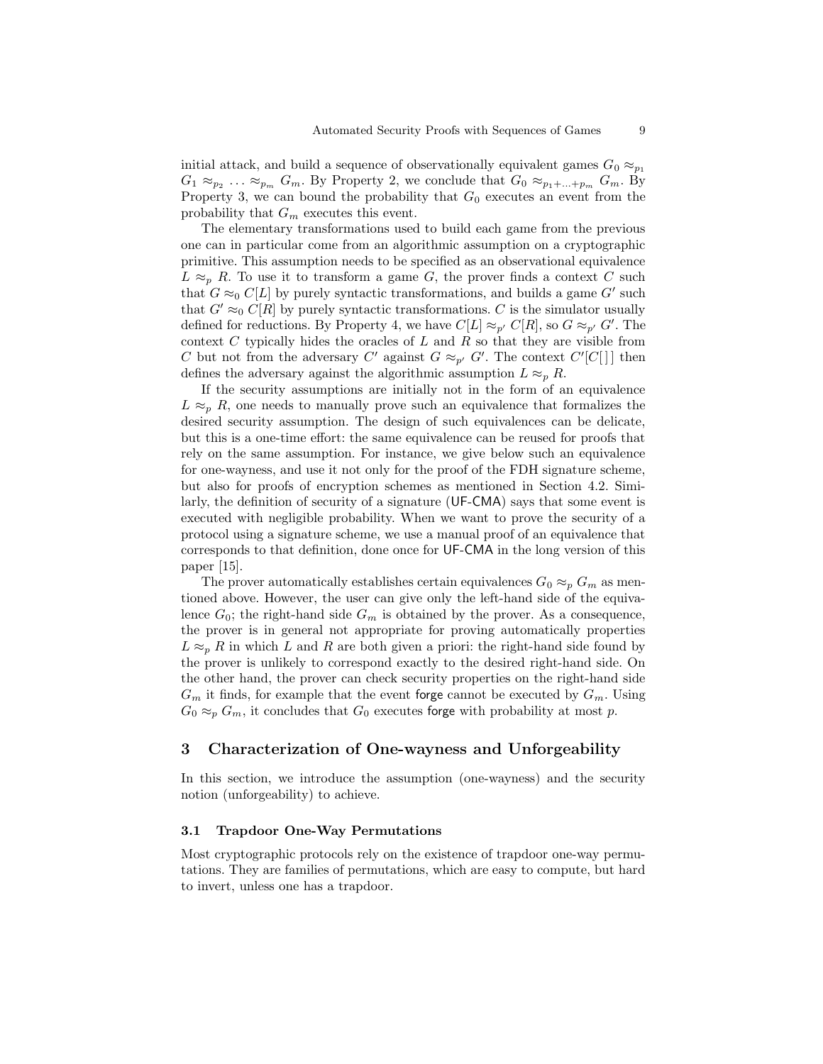initial attack, and build a sequence of observationally equivalent games $G_0 \approx_{p_1} G_1 \approx_{p_2} \ldots \approx_{p_m} G_m$. By Property 2, we conclude that $G_0 \approx_{p_1+\ldots+p_m} G_m$. By Property 3, we can bound the probability that $G_0$ executes an event from the probability that $G_m$ executes this event.

The elementary transformations used to build each game from the previous one can in particular come from an algorithmic assumption on a cryptographic primitive. This assumption needs to be specified as an observational equivalence $L \approx_p R$. To use it to transform a game $G$, the prover finds a context $C$ such that $G \approx_0 C[L]$ by purely syntactic transformations, and builds a game $G'$ such that $G' \approx_0 C[R]$ by purely syntactic transformations. $C$ is the simulator usually defined for reductions. By Property 4, we have $C[L] \approx_{p'} C[R]$, so $G \approx_{p'} G'$. The context $C$ typically hides the oracles of $L$ and $R$ so that they are visible from $C$ but not from the adversary $C'$ against $G \approx_{p'} G'$. The context $C'[C[\,]]$ then defines the adversary against the algorithmic assumption $L \approx_p R$.

If the security assumptions are initially not in the form of an equivalence $L \approx_p R$, one needs to manually prove such an equivalence that formalizes the desired security assumption. The design of such equivalences can be delicate, but this is a one-time effort: the same equivalence can be reused for proofs that rely on the same assumption. For instance, we give below such an equivalence for one-wayness, and use it not only for the proof of the FDH signature scheme, but also for proofs of encryption schemes as mentioned in Section 4.2. Similarly, the definition of security of a signature (UF-CMA) says that some event is executed with negligible probability. When we want to prove the security of a protocol using a signature scheme, we use a manual proof of an equivalence that corresponds to that definition, done once for UF-CMA in the long version of this paper [15].

The prover automatically establishes certain equivalences $G_0 \approx_p G_m$ as mentioned above. However, the user can give only the left-hand side of the equivalence $G_0$; the right-hand side $G_m$ is obtained by the prover. As a consequence, the prover is in general not appropriate for proving automatically properties $L \approx_p R$ in which $L$ and $R$ are both given a priori: the right-hand side found by the prover is unlikely to correspond exactly to the desired right-hand side. On the other hand, the prover can check security properties on the right-hand side $G_m$ it finds, for example that the event forge cannot be executed by $G_m$. Using $G_0 \approx_p G_m$, it concludes that $G_0$ executes forge with probability at most $p$.

## 3 Characterization of One-wayness and Unforgeability

In this section, we introduce the assumption (one-wayness) and the security notion (unforgeability) to achieve.

### 3.1 Trapdoor One-Way Permutations

Most cryptographic protocols rely on the existence of trapdoor one-way permutations. They are families of permutations, which are easy to compute, but hard to invert, unless one has a trapdoor.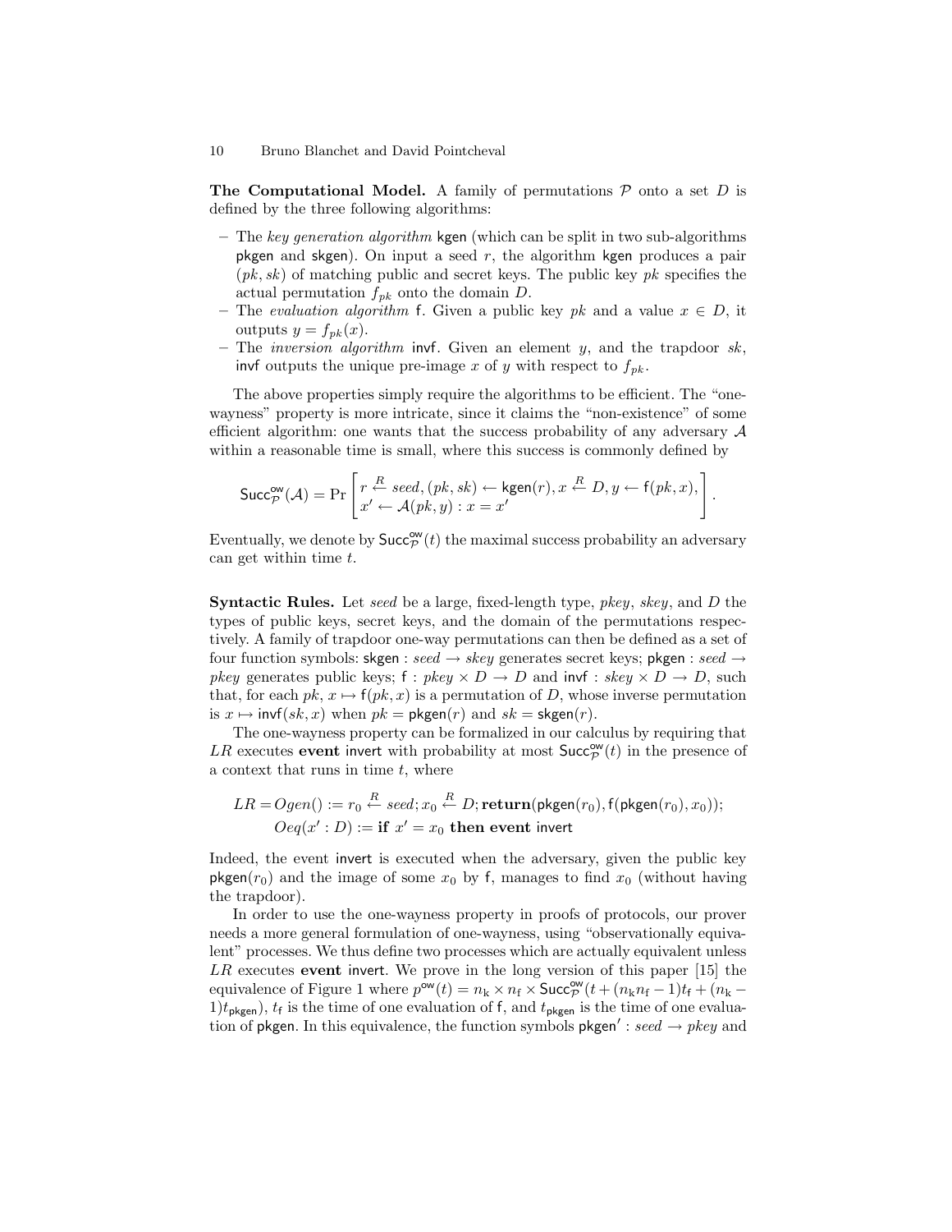**The Computational Model.** A family of permutations $\mathcal{P}$ onto a set $D$ is defined by the three following algorithms:

- The *key generation algorithm* $\mathsf{kgen}$ (which can be split in two sub-algorithms $\mathsf{pkgen}$ and $\mathsf{skgen}$). On input a seed $r$, the algorithm $\mathsf{kgen}$ produces a pair $(pk, sk)$ of matching public and secret keys. The public key $pk$ specifies the actual permutation $f_{pk}$ onto the domain $D$.
- The *evaluation algorithm* $\mathsf{f}$. Given a public key $pk$ and a value $x \in D$, it outputs $y = f_{pk}(x)$.
- The *inversion algorithm* $\mathsf{invf}$. Given an element $y$, and the trapdoor $sk$, $\mathsf{invf}$ outputs the unique pre-image $x$ of $y$ with respect to $f_{pk}$.

The above properties simply require the algorithms to be efficient. The "one-wayness" property is more intricate, since it claims the "non-existence" of some efficient algorithm: one wants that the success probability of any adversary $\mathcal{A}$ within a reasonable time is small, where this success is commonly defined by

$$\mathsf{Succ}^{\mathsf{ow}}_{\mathcal{P}}(\mathcal{A}) = \Pr\left[\begin{array}{l} r \stackrel{R}{\leftarrow} seed, (pk, sk) \leftarrow \mathsf{kgen}(r), x \stackrel{R}{\leftarrow} D, y \leftarrow \mathsf{f}(pk, x), \\ x' \leftarrow \mathcal{A}(pk, y) : x = x' \end{array}\right].$$

Eventually, we denote by $\mathsf{Succ}^{\mathsf{ow}}_{\mathcal{P}}(t)$ the maximal success probability an adversary can get within time $t$.

**Syntactic Rules.** Let *seed* be a large, fixed-length type, *pkey*, *skey*, and $D$ the types of public keys, secret keys, and the domain of the permutations respectively. A family of trapdoor one-way permutations can then be defined as a set of four function symbols: $\mathsf{skgen} : seed \rightarrow skey$ generates secret keys; $\mathsf{pkgen} : seed \rightarrow pkey$ generates public keys; $\mathsf{f} : pkey \times D \rightarrow D$ and $\mathsf{invf} : skey \times D \rightarrow D$, such that, for each $pk$, $x \mapsto \mathsf{f}(pk, x)$ is a permutation of $D$, whose inverse permutation is $x \mapsto \mathsf{invf}(sk, x)$ when $pk = \mathsf{pkgen}(r)$ and $sk = \mathsf{skgen}(r)$.

The one-wayness property can be formalized in our calculus by requiring that $LR$ executes **event** $\mathsf{invert}$ with probability at most $\mathsf{Succ}^{\mathsf{ow}}_{\mathcal{P}}(t)$ in the presence of a context that runs in time $t$, where

$$\begin{aligned} LR = {} & Ogen() := r_0 \stackrel{R}{\leftarrow} seed; x_0 \stackrel{R}{\leftarrow} D; \mathbf{return}(\mathsf{pkgen}(r_0), \mathsf{f}(\mathsf{pkgen}(r_0), x_0)); \\ & Oeq(x' : D) := \mathbf{if}\ x' = x_0\ \mathbf{then\ event}\ \mathsf{invert} \end{aligned}$$

Indeed, the event $\mathsf{invert}$ is executed when the adversary, given the public key $\mathsf{pkgen}(r_0)$ and the image of some $x_0$ by $\mathsf{f}$, manages to find $x_0$ (without having the trapdoor).

In order to use the one-wayness property in proofs of protocols, our prover needs a more general formulation of one-wayness, using "observationally equivalent" processes. We thus define two processes which are actually equivalent unless $LR$ executes **event** $\mathsf{invert}$. We prove in the long version of this paper [15] the equivalence of Figure 1 where $p^{\mathsf{ow}}(t) = n_{\mathrm{k}} \times n_{\mathrm{f}} \times \mathsf{Succ}^{\mathsf{ow}}_{\mathcal{P}}(t + (n_{\mathrm{k}} n_{\mathrm{f}} - 1)t_{\mathsf{f}} + (n_{\mathrm{k}} - 1)t_{\mathsf{pkgen}})$, $t_{\mathsf{f}}$ is the time of one evaluation of $\mathsf{f}$, and $t_{\mathsf{pkgen}}$ is the time of one evaluation of $\mathsf{pkgen}$. In this equivalence, the function symbols $\mathsf{pkgen}' : seed \rightarrow pkey$ and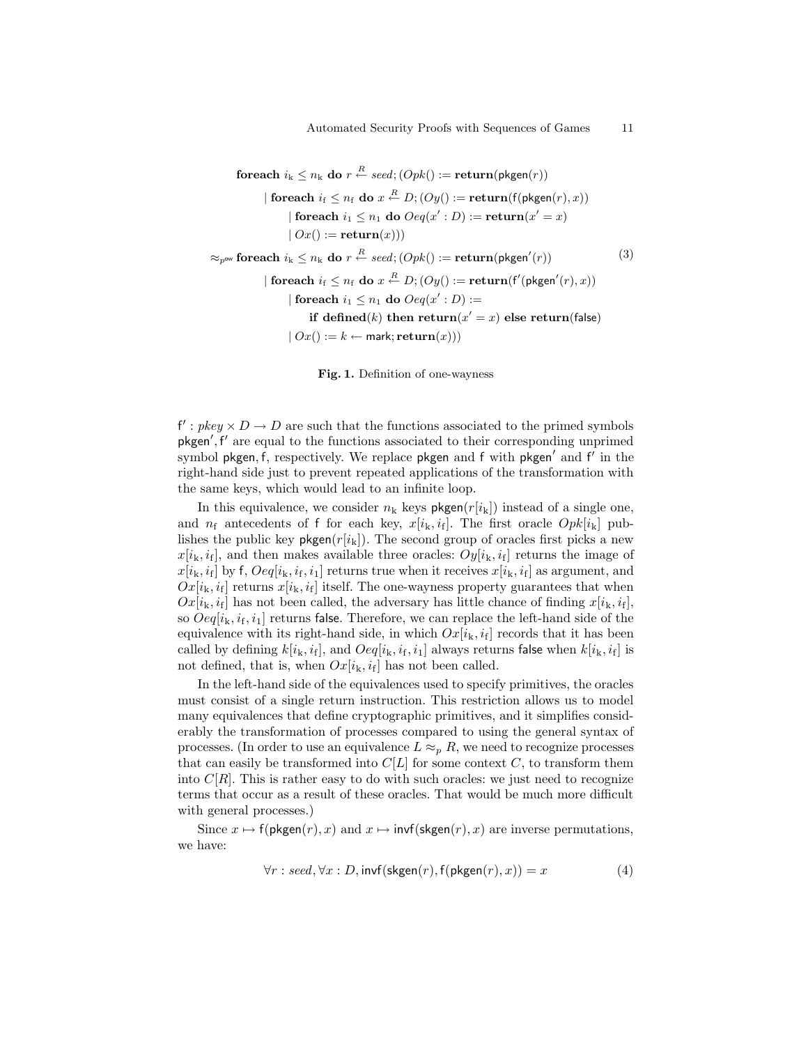$$
\begin{aligned}
&\textbf{foreach } i_k \leq n_k \textbf{ do } r \xleftarrow{R} \mathit{seed}; (Opk() := \textbf{return}(\mathsf{pkgen}(r)) \\
&\quad | \textbf{ foreach } i_f \leq n_f \textbf{ do } x \xleftarrow{R} D; (Oy() := \textbf{return}(\mathsf{f}(\mathsf{pkgen}(r), x)) \\
&\qquad | \textbf{ foreach } i_1 \leq n_1 \textbf{ do } Oeq(x' : D) := \textbf{return}(x' = x) \\
&\qquad | \; Ox() := \textbf{return}(x))) \\
\approx_{p^{\mathsf{ow}}} &\textbf{foreach } i_k \leq n_k \textbf{ do } r \xleftarrow{R} \mathit{seed}; (Opk() := \textbf{return}(\mathsf{pkgen}'(r)) \\
&\quad | \textbf{ foreach } i_f \leq n_f \textbf{ do } x \xleftarrow{R} D; (Oy() := \textbf{return}(\mathsf{f}'(\mathsf{pkgen}'(r), x)) \\
&\qquad | \textbf{ foreach } i_1 \leq n_1 \textbf{ do } Oeq(x' : D) := \\
&\qquad\quad \textbf{if defined}(k) \textbf{ then return}(x' = x) \textbf{ else return}(\mathsf{false}) \\
&\qquad | \; Ox() := k \leftarrow \mathsf{mark}; \textbf{return}(x)))
\end{aligned}
\tag{3}
$$

**Fig. 1.** Definition of one-wayness

$\mathsf{f}' : \mathit{pkey} \times D \rightarrow D$ are such that the functions associated to the primed symbols $\mathsf{pkgen}', \mathsf{f}'$ are equal to the functions associated to their corresponding unprimed symbol $\mathsf{pkgen}, \mathsf{f}$, respectively. We replace $\mathsf{pkgen}$ and $\mathsf{f}$ with $\mathsf{pkgen}'$ and $\mathsf{f}'$ in the right-hand side just to prevent repeated applications of the transformation with the same keys, which would lead to an infinite loop.

In this equivalence, we consider $n_k$ keys $\mathsf{pkgen}(r[i_k])$ instead of a single one, and $n_f$ antecedents of $\mathsf{f}$ for each key, $x[i_k, i_f]$. The first oracle $Opk[i_k]$ publishes the public key $\mathsf{pkgen}(r[i_k])$. The second group of oracles first picks a new $x[i_k, i_f]$, and then makes available three oracles: $Oy[i_k, i_f]$ returns the image of $x[i_k, i_f]$ by $\mathsf{f}$, $Oeq[i_k, i_f, i_1]$ returns true when it receives $x[i_k, i_f]$ as argument, and $Ox[i_k, i_f]$ returns $x[i_k, i_f]$ itself. The one-wayness property guarantees that when $Ox[i_k, i_f]$ has not been called, the adversary has little chance of finding $x[i_k, i_f]$, so $Oeq[i_k, i_f, i_1]$ returns $\mathsf{false}$. Therefore, we can replace the left-hand side of the equivalence with its right-hand side, in which $Ox[i_k, i_f]$ records that it has been called by defining $k[i_k, i_f]$, and $Oeq[i_k, i_f, i_1]$ always returns $\mathsf{false}$ when $k[i_k, i_f]$ is not defined, that is, when $Ox[i_k, i_f]$ has not been called.

In the left-hand side of the equivalences used to specify primitives, the oracles must consist of a single return instruction. This restriction allows us to model many equivalences that define cryptographic primitives, and it simplifies considerably the transformation of processes compared to using the general syntax of processes. (In order to use an equivalence $L \approx_p R$, we need to recognize processes that can easily be transformed into $C[L]$ for some context $C$, to transform them into $C[R]$. This is rather easy to do with such oracles: we just need to recognize terms that occur as a result of these oracles. That would be much more difficult with general processes.)

Since $x \mapsto \mathsf{f}(\mathsf{pkgen}(r), x)$ and $x \mapsto \mathsf{invf}(\mathsf{skgen}(r), x)$ are inverse permutations, we have:

$$
\forall r : \mathit{seed}, \forall x : D, \mathsf{invf}(\mathsf{skgen}(r), \mathsf{f}(\mathsf{pkgen}(r), x)) = x \tag{4}
$$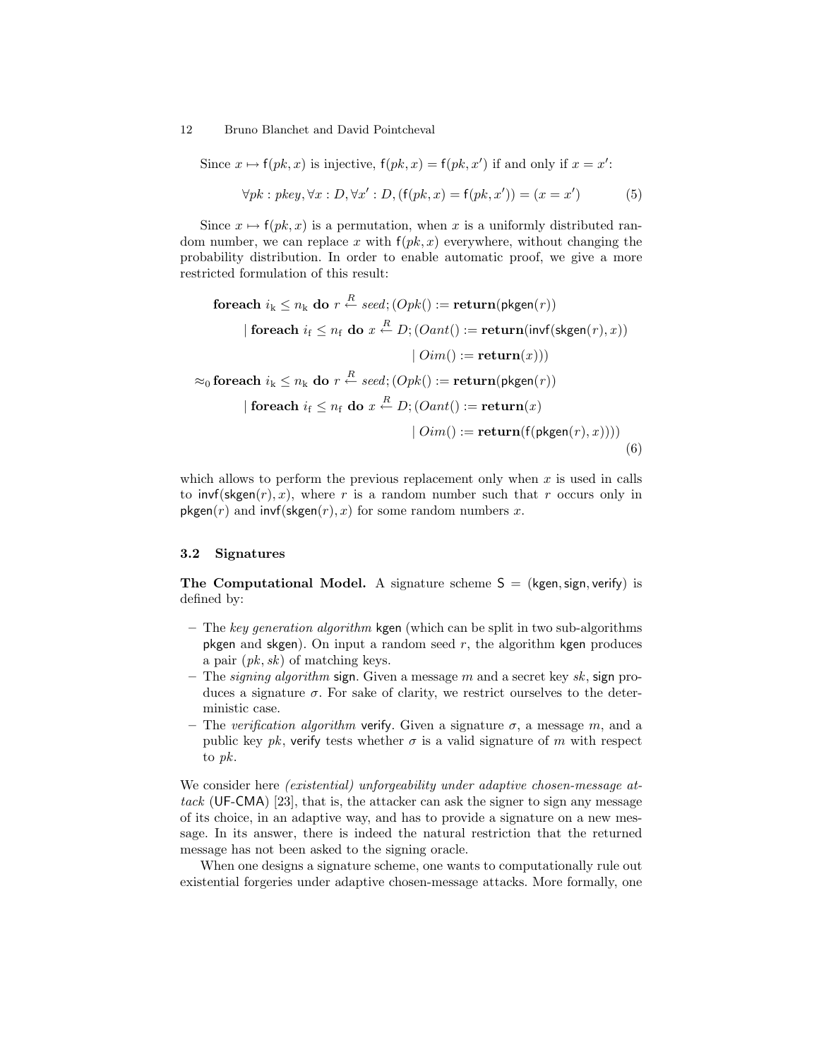Since $x \mapsto \mathsf{f}(pk, x)$ is injective, $\mathsf{f}(pk, x) = \mathsf{f}(pk, x')$ if and only if $x = x'$:

$$\forall pk : pkey, \forall x : D, \forall x' : D, (\mathsf{f}(pk, x) = \mathsf{f}(pk, x')) = (x = x') \tag{5}$$

Since $x \mapsto \mathsf{f}(pk, x)$ is a permutation, when $x$ is a uniformly distributed random number, we can replace $x$ with $\mathsf{f}(pk, x)$ everywhere, without changing the probability distribution. In order to enable automatic proof, we give a more restricted formulation of this result:

$$\begin{aligned}
&\textbf{foreach } i_{\mathrm{k}} \leq n_{\mathrm{k}} \textbf{ do } r \stackrel{R}{\leftarrow} seed; (Opk() := \textbf{return}(\mathsf{pkgen}(r)) \\
&\qquad | \textbf{ foreach } i_{\mathrm{f}} \leq n_{\mathrm{f}} \textbf{ do } x \stackrel{R}{\leftarrow} D; (Oant() := \textbf{return}(\mathsf{invf}(\mathsf{skgen}(r), x)) \\
&\qquad\qquad\qquad\qquad\qquad\qquad | \; Oim() := \textbf{return}(x))) \\
\approx_0 &\textbf{ foreach } i_{\mathrm{k}} \leq n_{\mathrm{k}} \textbf{ do } r \stackrel{R}{\leftarrow} seed; (Opk() := \textbf{return}(\mathsf{pkgen}(r)) \\
&\qquad | \textbf{ foreach } i_{\mathrm{f}} \leq n_{\mathrm{f}} \textbf{ do } x \stackrel{R}{\leftarrow} D; (Oant() := \textbf{return}(x) \\
&\qquad\qquad\qquad\qquad\qquad\qquad | \; Oim() := \textbf{return}(\mathsf{f}(\mathsf{pkgen}(r), x))))
\end{aligned} \tag{6}$$

which allows to perform the previous replacement only when $x$ is used in calls to $\mathsf{invf}(\mathsf{skgen}(r), x)$, where $r$ is a random number such that $r$ occurs only in $\mathsf{pkgen}(r)$ and $\mathsf{invf}(\mathsf{skgen}(r), x)$ for some random numbers $x$.

### 3.2 Signatures

**The Computational Model.** A signature scheme $\mathsf{S} = (\mathsf{kgen}, \mathsf{sign}, \mathsf{verify})$ is defined by:

- The *key generation algorithm* $\mathsf{kgen}$ (which can be split in two sub-algorithms $\mathsf{pkgen}$ and $\mathsf{skgen}$). On input a random seed $r$, the algorithm $\mathsf{kgen}$ produces a pair $(pk, sk)$ of matching keys.
- The *signing algorithm* $\mathsf{sign}$. Given a message $m$ and a secret key $sk$, $\mathsf{sign}$ produces a signature $\sigma$. For sake of clarity, we restrict ourselves to the deterministic case.
- The *verification algorithm* $\mathsf{verify}$. Given a signature $\sigma$, a message $m$, and a public key $pk$, $\mathsf{verify}$ tests whether $\sigma$ is a valid signature of $m$ with respect to $pk$.

We consider here *(existential) unforgeability under adaptive chosen-message attack* (UF-CMA) [23], that is, the attacker can ask the signer to sign any message of its choice, in an adaptive way, and has to provide a signature on a new message. In its answer, there is indeed the natural restriction that the returned message has not been asked to the signing oracle.

When one designs a signature scheme, one wants to computationally rule out existential forgeries under adaptive chosen-message attacks. More formally, one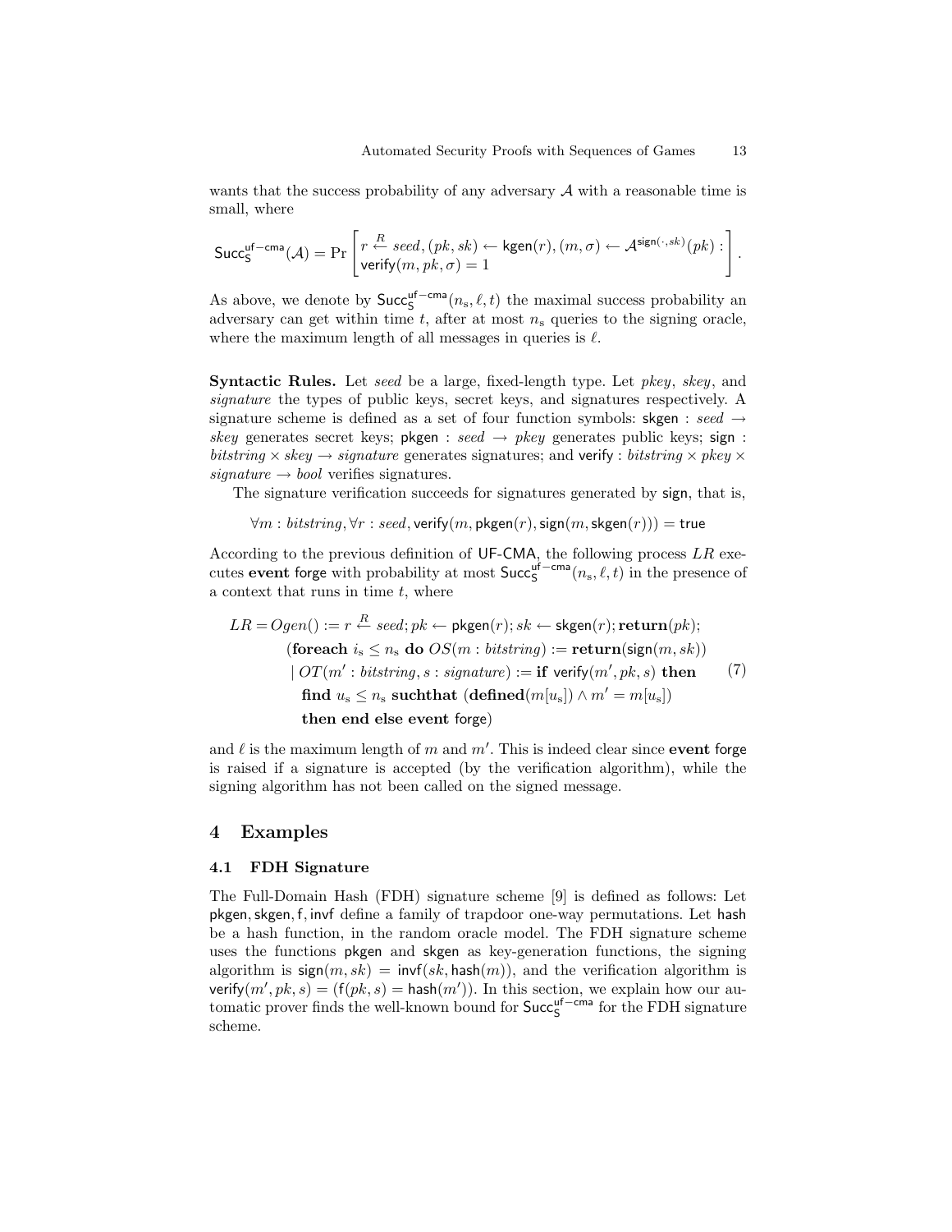wants that the success probability of any adversary $\mathcal{A}$ with a reasonable time is small, where

$$\mathsf{Succ}_{\mathsf{S}}^{\mathsf{uf-cma}}(\mathcal{A}) = \Pr\left[\begin{array}{l} r \stackrel{R}{\leftarrow} seed, (pk, sk) \leftarrow \mathsf{kgen}(r), (m, \sigma) \leftarrow \mathcal{A}^{\mathsf{sign}(\cdot, sk)}(pk) : \\ \mathsf{verify}(m, pk, \sigma) = 1 \end{array}\right].$$

As above, we denote by $\mathsf{Succ}_{\mathsf{S}}^{\mathsf{uf-cma}}(n_{\mathrm{s}}, \ell, t)$ the maximal success probability an adversary can get within time $t$, after at most $n_{\mathrm{s}}$ queries to the signing oracle, where the maximum length of all messages in queries is $\ell$.

**Syntactic Rules.** Let *seed* be a large, fixed-length type. Let *pkey*, *skey*, and *signature* the types of public keys, secret keys, and signatures respectively. A signature scheme is defined as a set of four function symbols: $\mathsf{skgen} : seed \rightarrow skey$ generates secret keys; $\mathsf{pkgen} : seed \rightarrow pkey$ generates public keys; $\mathsf{sign} : bitstring \times skey \rightarrow signature$ generates signatures; and $\mathsf{verify} : bitstring \times pkey \times signature \rightarrow bool$ verifies signatures.

The signature verification succeeds for signatures generated by $\mathsf{sign}$, that is,

$$\forall m : bitstring, \forall r : seed, \mathsf{verify}(m, \mathsf{pkgen}(r), \mathsf{sign}(m, \mathsf{skgen}(r))) = \mathsf{true}$$

According to the previous definition of UF-CMA, the following process $LR$ executes **event** forge with probability at most $\mathsf{Succ}_{\mathsf{S}}^{\mathsf{uf-cma}}(n_{\mathrm{s}}, \ell, t)$ in the presence of a context that runs in time $t$, where

$$\begin{array}{rl} LR = & Ogen() := r \stackrel{R}{\leftarrow} seed; pk \leftarrow \mathsf{pkgen}(r); sk \leftarrow \mathsf{skgen}(r); \mathbf{return}(pk); \\ & (\mathbf{foreach}\ i_{\mathrm{s}} \leq n_{\mathrm{s}}\ \mathbf{do}\ OS(m : bitstring) := \mathbf{return}(\mathsf{sign}(m, sk)) \\ & \mid OT(m' : bitstring, s : signature) := \mathbf{if}\ \mathsf{verify}(m', pk, s)\ \mathbf{then} \\ & \quad \mathbf{find}\ u_{\mathrm{s}} \leq n_{\mathrm{s}}\ \mathbf{suchthat}\ (\mathbf{defined}(m[u_{\mathrm{s}}]) \wedge m' = m[u_{\mathrm{s}}]) \\ & \quad \mathbf{then\ end\ else\ event}\ \mathsf{forge}) \end{array} \tag{7}$$

and $\ell$ is the maximum length of $m$ and $m'$. This is indeed clear since **event** forge is raised if a signature is accepted (by the verification algorithm), while the signing algorithm has not been called on the signed message.

## 4 Examples

### 4.1 FDH Signature

The Full-Domain Hash (FDH) signature scheme [9] is defined as follows: Let $\mathsf{pkgen}, \mathsf{skgen}, \mathsf{f}, \mathsf{invf}$ define a family of trapdoor one-way permutations. Let $\mathsf{hash}$ be a hash function, in the random oracle model. The FDH signature scheme uses the functions $\mathsf{pkgen}$ and $\mathsf{skgen}$ as key-generation functions, the signing algorithm is $\mathsf{sign}(m, sk) = \mathsf{invf}(sk, \mathsf{hash}(m))$, and the verification algorithm is $\mathsf{verify}(m', pk, s) = (\mathsf{f}(pk, s) = \mathsf{hash}(m'))$. In this section, we explain how our automatic prover finds the well-known bound for $\mathsf{Succ}_{\mathsf{S}}^{\mathsf{uf-cma}}$ for the FDH signature scheme.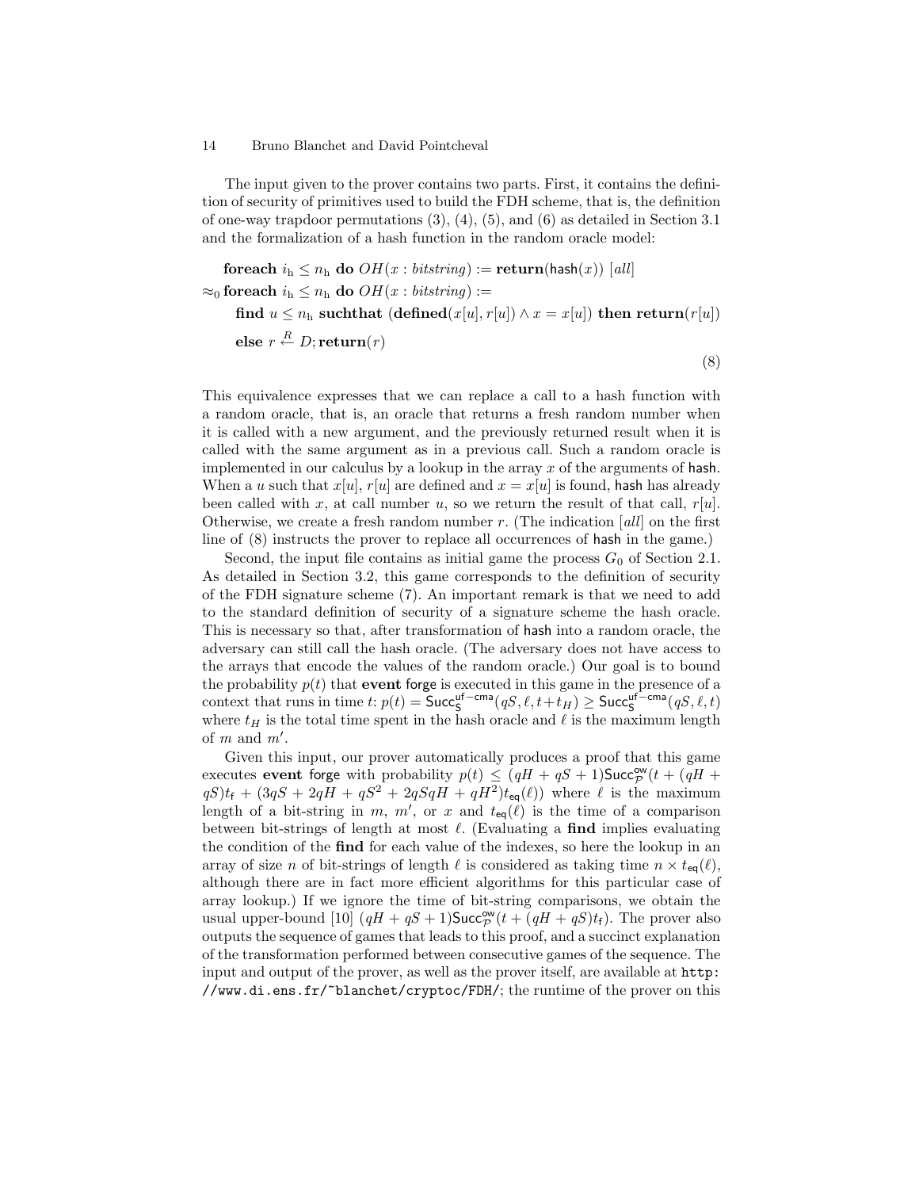The input given to the prover contains two parts. First, it contains the definition of security of primitives used to build the FDH scheme, that is, the definition of one-way trapdoor permutations (3), (4), (5), and (6) as detailed in Section 3.1 and the formalization of a hash function in the random oracle model:

$$
\begin{aligned}
&\textbf{foreach } i_{\mathrm{h}} \leq n_{\mathrm{h}} \textbf{ do } OH(x : \mathit{bitstring}) := \textbf{return}(\mathsf{hash}(x)) \ [\mathit{all}] \\
\approx_0 \ &\textbf{foreach } i_{\mathrm{h}} \leq n_{\mathrm{h}} \textbf{ do } OH(x : \mathit{bitstring}) := \\
&\quad \textbf{find } u \leq n_{\mathrm{h}} \textbf{ suchthat } (\textbf{defined}(x[u], r[u]) \wedge x = x[u]) \textbf{ then return}(r[u]) \\
&\quad \textbf{else } r \xleftarrow{R} D; \textbf{return}(r)
\end{aligned}
\tag{8}
$$

This equivalence expresses that we can replace a call to a hash function with a random oracle, that is, an oracle that returns a fresh random number when it is called with a new argument, and the previously returned result when it is called with the same argument as in a previous call. Such a random oracle is implemented in our calculus by a lookup in the array $x$ of the arguments of hash. When a $u$ such that $x[u]$, $r[u]$ are defined and $x = x[u]$ is found, hash has already been called with $x$, at call number $u$, so we return the result of that call, $r[u]$. Otherwise, we create a fresh random number $r$. (The indication $[\mathit{all}]$ on the first line of (8) instructs the prover to replace all occurrences of hash in the game.)

Second, the input file contains as initial game the process $G_0$ of Section 2.1. As detailed in Section 3.2, this game corresponds to the definition of security of the FDH signature scheme (7). An important remark is that we need to add to the standard definition of security of a signature scheme the hash oracle. This is necessary so that, after transformation of hash into a random oracle, the adversary can still call the hash oracle. (The adversary does not have access to the arrays that encode the values of the random oracle.) Our goal is to bound the probability $p(t)$ that **event** forge is executed in this game in the presence of a context that runs in time $t$: $p(t) = \mathsf{Succ}_{\mathsf{S}}^{\mathsf{uf-cma}}(qS, \ell, t + t_H) \geq \mathsf{Succ}_{\mathsf{S}}^{\mathsf{uf-cma}}(qS, \ell, t)$ where $t_H$ is the total time spent in the hash oracle and $\ell$ is the maximum length of $m$ and $m'$.

Given this input, our prover automatically produces a proof that this game executes **event** forge with probability $p(t) \leq (qH + qS + 1)\mathsf{Succ}_{\mathcal{P}}^{\mathsf{ow}}(t + (qH + qS)t_{\mathsf{f}} + (3qS + 2qH + qS^2 + 2qSqH + qH^2)t_{\mathsf{eq}}(\ell))$ where $\ell$ is the maximum length of a bit-string in $m$, $m'$, or $x$ and $t_{\mathsf{eq}}(\ell)$ is the time of a comparison between bit-strings of length at most $\ell$. (Evaluating a **find** implies evaluating the condition of the **find** for each value of the indexes, so here the lookup in an array of size $n$ of bit-strings of length $\ell$ is considered as taking time $n \times t_{\mathsf{eq}}(\ell)$, although there are in fact more efficient algorithms for this particular case of array lookup.) If we ignore the time of bit-string comparisons, we obtain the usual upper-bound [10] $(qH + qS + 1)\mathsf{Succ}_{\mathcal{P}}^{\mathsf{ow}}(t + (qH + qS)t_{\mathsf{f}})$. The prover also outputs the sequence of games that leads to this proof, and a succinct explanation of the transformation performed between consecutive games of the sequence. The input and output of the prover, as well as the prover itself, are available at `http://www.di.ens.fr/~blanchet/cryptoc/FDH/`; the runtime of the prover on this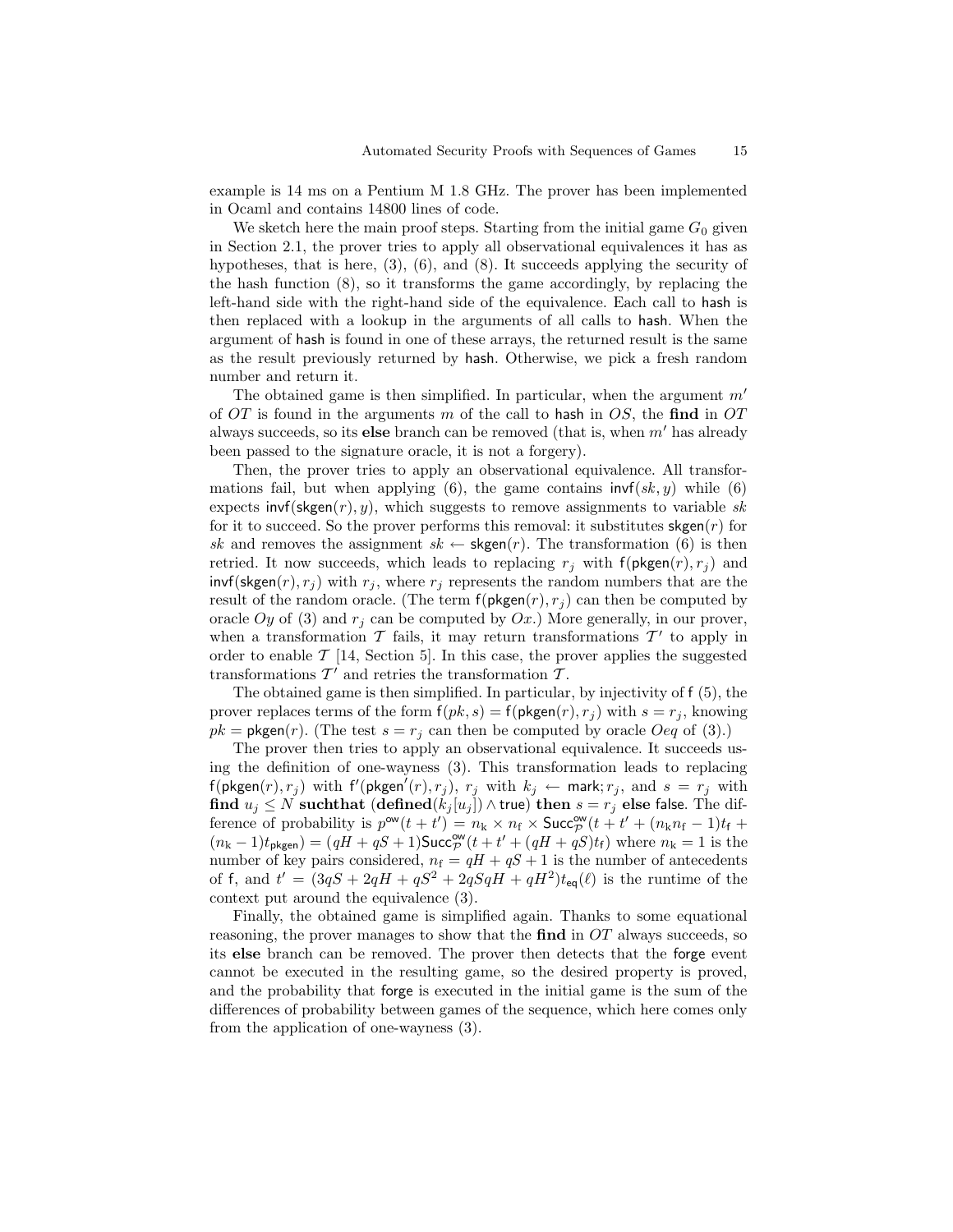example is 14 ms on a Pentium M 1.8 GHz. The prover has been implemented in Ocaml and contains 14800 lines of code.

We sketch here the main proof steps. Starting from the initial game $G_0$ given in Section 2.1, the prover tries to apply all observational equivalences it has as hypotheses, that is here, (3), (6), and (8). It succeeds applying the security of the hash function (8), so it transforms the game accordingly, by replacing the left-hand side with the right-hand side of the equivalence. Each call to $\mathsf{hash}$ is then replaced with a lookup in the arguments of all calls to $\mathsf{hash}$. When the argument of $\mathsf{hash}$ is found in one of these arrays, the returned result is the same as the result previously returned by $\mathsf{hash}$. Otherwise, we pick a fresh random number and return it.

The obtained game is then simplified. In particular, when the argument $m'$ of $OT$ is found in the arguments $m$ of the call to $\mathsf{hash}$ in $OS$, the **find** in $OT$ always succeeds, so its **else** branch can be removed (that is, when $m'$ has already been passed to the signature oracle, it is not a forgery).

Then, the prover tries to apply an observational equivalence. All transformations fail, but when applying (6), the game contains $\mathsf{invf}(sk, y)$ while (6) expects $\mathsf{invf}(\mathsf{skgen}(r), y)$, which suggests to remove assignments to variable $sk$ for it to succeed. So the prover performs this removal: it substitutes $\mathsf{skgen}(r)$ for $sk$ and removes the assignment $sk \leftarrow \mathsf{skgen}(r)$. The transformation (6) is then retried. It now succeeds, which leads to replacing $r_j$ with $\mathsf{f}(\mathsf{pkgen}(r), r_j)$ and $\mathsf{invf}(\mathsf{skgen}(r), r_j)$ with $r_j$, where $r_j$ represents the random numbers that are the result of the random oracle. (The term $\mathsf{f}(\mathsf{pkgen}(r), r_j)$ can then be computed by oracle $Oy$ of (3) and $r_j$ can be computed by $Ox$.) More generally, in our prover, when a transformation $\mathcal{T}$ fails, it may return transformations $\mathcal{T}'$ to apply in order to enable $\mathcal{T}$ [14, Section 5]. In this case, the prover applies the suggested transformations $\mathcal{T}'$ and retries the transformation $\mathcal{T}$.

The obtained game is then simplified. In particular, by injectivity of $\mathsf{f}$ (5), the prover replaces terms of the form $\mathsf{f}(pk, s) = \mathsf{f}(\mathsf{pkgen}(r), r_j)$ with $s = r_j$, knowing $pk = \mathsf{pkgen}(r)$. (The test $s = r_j$ can then be computed by oracle $Oeq$ of (3).)

The prover then tries to apply an observational equivalence. It succeeds using the definition of one-wayness (3). This transformation leads to replacing $\mathsf{f}(\mathsf{pkgen}(r), r_j)$ with $\mathsf{f}'(\mathsf{pkgen}'(r), r_j)$, $r_j$ with $k_j \leftarrow \mathsf{mark}; r_j$, and $s = r_j$ with **find** $u_j \leq N$ **suchthat** $(\mathbf{defined}(k_j[u_j]) \wedge \mathsf{true})$ **then** $s = r_j$ **else** $\mathsf{false}$. The difference of probability is $p^{\mathsf{ow}}(t + t') = n_{\mathrm{k}} \times n_{\mathsf{f}} \times \mathsf{Succ}^{\mathsf{ow}}_{\mathcal{P}}(t + t' + (n_{\mathrm{k}} n_{\mathsf{f}} - 1)t_{\mathsf{f}} + (n_{\mathrm{k}} - 1)t_{\mathsf{pkgen}}) = (qH + qS + 1)\mathsf{Succ}^{\mathsf{ow}}_{\mathcal{P}}(t + t' + (qH + qS)t_{\mathsf{f}})$ where $n_{\mathrm{k}} = 1$ is the number of key pairs considered, $n_{\mathsf{f}} = qH + qS + 1$ is the number of antecedents of $\mathsf{f}$, and $t' = (3qS + 2qH + qS^2 + 2qSqH + qH^2)t_{\mathsf{eq}}(\ell)$ is the runtime of the context put around the equivalence (3).

Finally, the obtained game is simplified again. Thanks to some equational reasoning, the prover manages to show that the **find** in $OT$ always succeeds, so its **else** branch can be removed. The prover then detects that the $\mathsf{forge}$ event cannot be executed in the resulting game, so the desired property is proved, and the probability that $\mathsf{forge}$ is executed in the initial game is the sum of the differences of probability between games of the sequence, which here comes only from the application of one-wayness (3).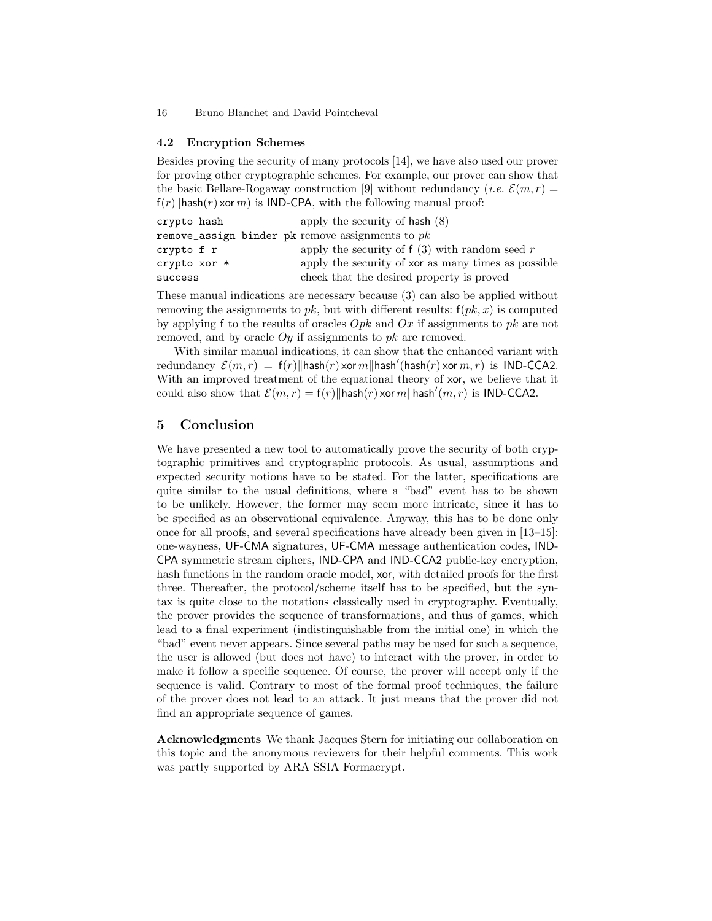### 4.2 Encryption Schemes

Besides proving the security of many protocols [14], we have also used our prover for proving other cryptographic schemes. For example, our prover can show that the basic Bellare-Rogaway construction [9] without redundancy (*i.e.* $\mathcal{E}(m, r) = \mathsf{f}(r) \| \mathsf{hash}(r) \,\mathsf{xor}\, m$) is IND-CPA, with the following manual proof:

| | |
|---|---|
| `crypto hash` | apply the security of hash (8) |
| `remove_assign binder pk` | remove assignments to $pk$ |
| `crypto f r` | apply the security of f (3) with random seed $r$ |
| `crypto xor *` | apply the security of xor as many times as possible |
| `success` | check that the desired property is proved |

These manual indications are necessary because (3) can also be applied without removing the assignments to $pk$, but with different results: $\mathsf{f}(pk, x)$ is computed by applying f to the results of oracles $Opk$ and $Ox$ if assignments to $pk$ are not removed, and by oracle $Oy$ if assignments to $pk$ are removed.

With similar manual indications, it can show that the enhanced variant with redundancy $\mathcal{E}(m, r) = \mathsf{f}(r) \| \mathsf{hash}(r) \,\mathsf{xor}\, m \| \mathsf{hash}'(\mathsf{hash}(r) \,\mathsf{xor}\, m, r)$ is IND-CCA2. With an improved treatment of the equational theory of xor, we believe that it could also show that $\mathcal{E}(m, r) = \mathsf{f}(r) \| \mathsf{hash}(r) \,\mathsf{xor}\, m \| \mathsf{hash}'(m, r)$ is IND-CCA2.

## 5 Conclusion

We have presented a new tool to automatically prove the security of both cryptographic primitives and cryptographic protocols. As usual, assumptions and expected security notions have to be stated. For the latter, specifications are quite similar to the usual definitions, where a "bad" event has to be shown to be unlikely. However, the former may seem more intricate, since it has to be specified as an observational equivalence. Anyway, this has to be done only once for all proofs, and several specifications have already been given in [13–15]: one-wayness, UF-CMA signatures, UF-CMA message authentication codes, IND-CPA symmetric stream ciphers, IND-CPA and IND-CCA2 public-key encryption, hash functions in the random oracle model, xor, with detailed proofs for the first three. Thereafter, the protocol/scheme itself has to be specified, but the syntax is quite close to the notations classically used in cryptography. Eventually, the prover provides the sequence of transformations, and thus of games, which lead to a final experiment (indistinguishable from the initial one) in which the "bad" event never appears. Since several paths may be used for such a sequence, the user is allowed (but does not have) to interact with the prover, in order to make it follow a specific sequence. Of course, the prover will accept only if the sequence is valid. Contrary to most of the formal proof techniques, the failure of the prover does not lead to an attack. It just means that the prover did not find an appropriate sequence of games.

**Acknowledgments** We thank Jacques Stern for initiating our collaboration on this topic and the anonymous reviewers for their helpful comments. This work was partly supported by ARA SSIA Formacrypt.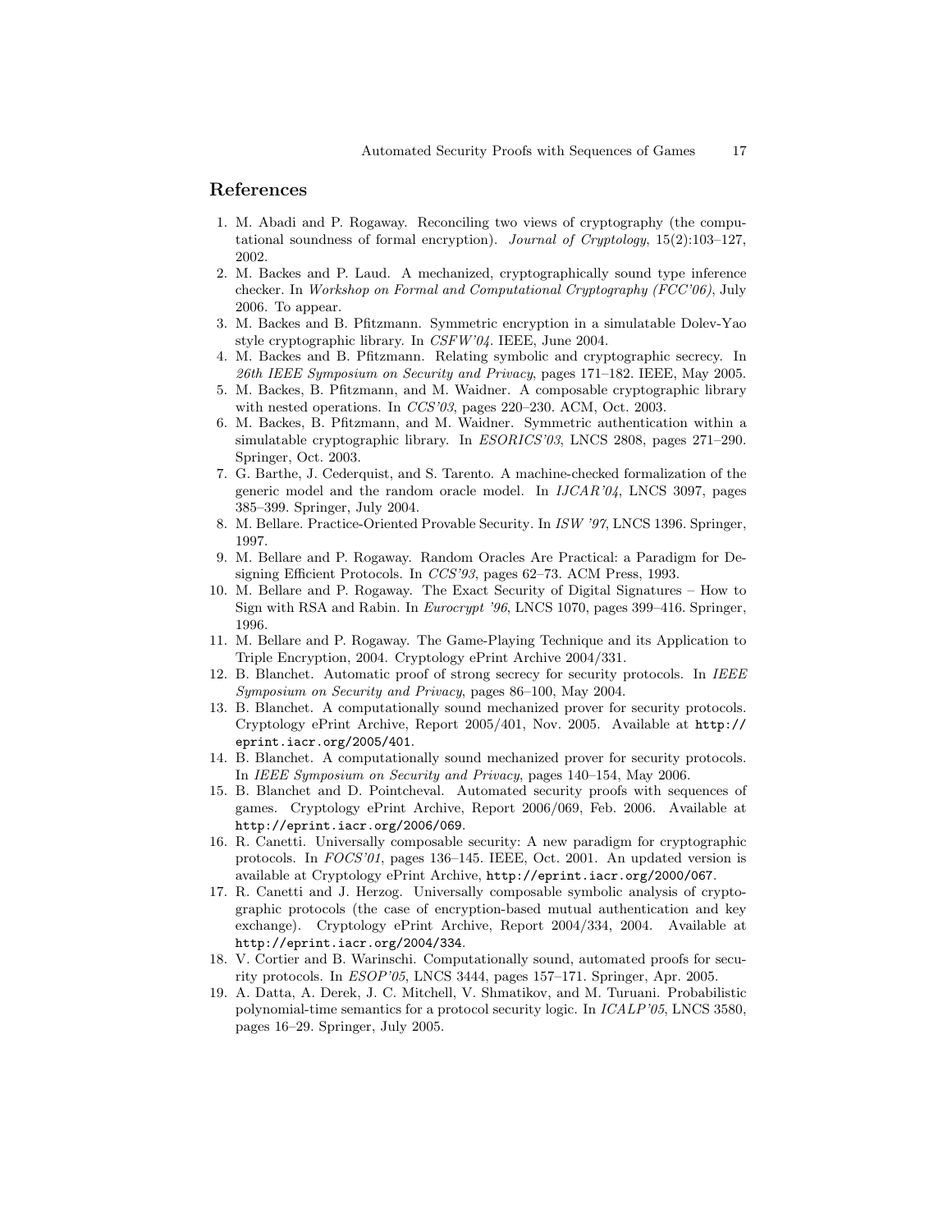## References

1. M. Abadi and P. Rogaway. Reconciling two views of cryptography (the computational soundness of formal encryption). *Journal of Cryptology*, 15(2):103–127, 2002.
2. M. Backes and P. Laud. A mechanized, cryptographically sound type inference checker. In *Workshop on Formal and Computational Cryptography (FCC'06)*, July 2006. To appear.
3. M. Backes and B. Pfitzmann. Symmetric encryption in a simulatable Dolev-Yao style cryptographic library. In *CSFW'04*. IEEE, June 2004.
4. M. Backes and B. Pfitzmann. Relating symbolic and cryptographic secrecy. In *26th IEEE Symposium on Security and Privacy*, pages 171–182. IEEE, May 2005.
5. M. Backes, B. Pfitzmann, and M. Waidner. A composable cryptographic library with nested operations. In *CCS'03*, pages 220–230. ACM, Oct. 2003.
6. M. Backes, B. Pfitzmann, and M. Waidner. Symmetric authentication within a simulatable cryptographic library. In *ESORICS'03*, LNCS 2808, pages 271–290. Springer, Oct. 2003.
7. G. Barthe, J. Cederquist, and S. Tarento. A machine-checked formalization of the generic model and the random oracle model. In *IJCAR'04*, LNCS 3097, pages 385–399. Springer, July 2004.
8. M. Bellare. Practice-Oriented Provable Security. In *ISW '97*, LNCS 1396. Springer, 1997.
9. M. Bellare and P. Rogaway. Random Oracles Are Practical: a Paradigm for Designing Efficient Protocols. In *CCS'93*, pages 62–73. ACM Press, 1993.
10. M. Bellare and P. Rogaway. The Exact Security of Digital Signatures – How to Sign with RSA and Rabin. In *Eurocrypt '96*, LNCS 1070, pages 399–416. Springer, 1996.
11. M. Bellare and P. Rogaway. The Game-Playing Technique and its Application to Triple Encryption, 2004. Cryptology ePrint Archive 2004/331.
12. B. Blanchet. Automatic proof of strong secrecy for security protocols. In *IEEE Symposium on Security and Privacy*, pages 86–100, May 2004.
13. B. Blanchet. A computationally sound mechanized prover for security protocols. Cryptology ePrint Archive, Report 2005/401, Nov. 2005. Available at `http://eprint.iacr.org/2005/401`.
14. B. Blanchet. A computationally sound mechanized prover for security protocols. In *IEEE Symposium on Security and Privacy*, pages 140–154, May 2006.
15. B. Blanchet and D. Pointcheval. Automated security proofs with sequences of games. Cryptology ePrint Archive, Report 2006/069, Feb. 2006. Available at `http://eprint.iacr.org/2006/069`.
16. R. Canetti. Universally composable security: A new paradigm for cryptographic protocols. In *FOCS'01*, pages 136–145. IEEE, Oct. 2001. An updated version is available at Cryptology ePrint Archive, `http://eprint.iacr.org/2000/067`.
17. R. Canetti and J. Herzog. Universally composable symbolic analysis of cryptographic protocols (the case of encryption-based mutual authentication and key exchange). Cryptology ePrint Archive, Report 2004/334, 2004. Available at `http://eprint.iacr.org/2004/334`.
18. V. Cortier and B. Warinschi. Computationally sound, automated proofs for security protocols. In *ESOP'05*, LNCS 3444, pages 157–171. Springer, Apr. 2005.
19. A. Datta, A. Derek, J. C. Mitchell, V. Shmatikov, and M. Turuani. Probabilistic polynomial-time semantics for a protocol security logic. In *ICALP'05*, LNCS 3580, pages 16–29. Springer, July 2005.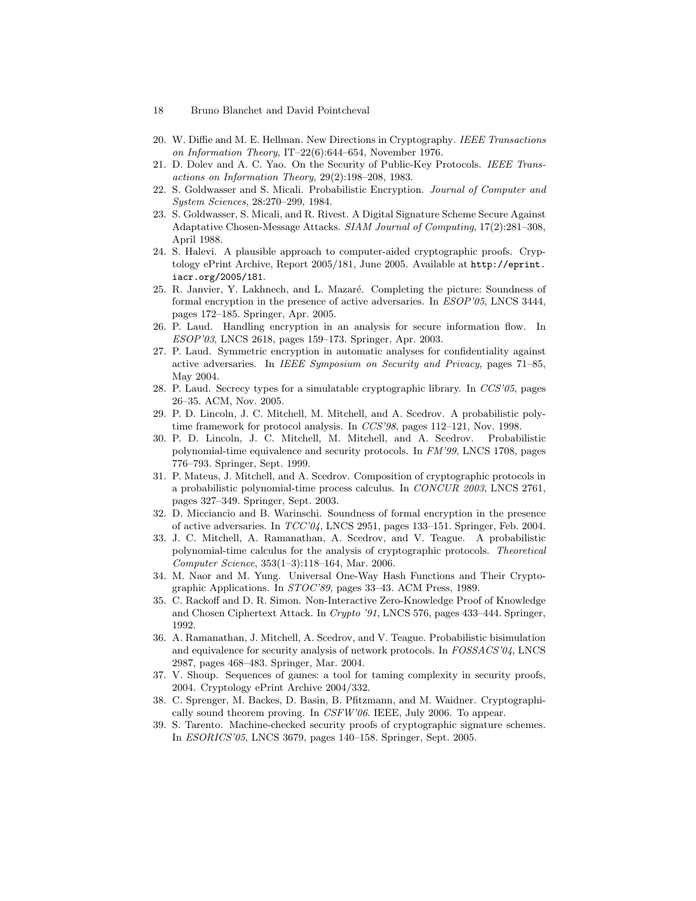20. W. Diffie and M. E. Hellman. New Directions in Cryptography. *IEEE Transactions on Information Theory*, IT–22(6):644–654, November 1976.
21. D. Dolev and A. C. Yao. On the Security of Public-Key Protocols. *IEEE Transactions on Information Theory*, 29(2):198–208, 1983.
22. S. Goldwasser and S. Micali. Probabilistic Encryption. *Journal of Computer and System Sciences*, 28:270–299, 1984.
23. S. Goldwasser, S. Micali, and R. Rivest. A Digital Signature Scheme Secure Against Adaptative Chosen-Message Attacks. *SIAM Journal of Computing*, 17(2):281–308, April 1988.
24. S. Halevi. A plausible approach to computer-aided cryptographic proofs. Cryptology ePrint Archive, Report 2005/181, June 2005. Available at `http://eprint.iacr.org/2005/181`.
25. R. Janvier, Y. Lakhnech, and L. Mazaré. Completing the picture: Soundness of formal encryption in the presence of active adversaries. In *ESOP'05*, LNCS 3444, pages 172–185. Springer, Apr. 2005.
26. P. Laud. Handling encryption in an analysis for secure information flow. In *ESOP'03*, LNCS 2618, pages 159–173. Springer, Apr. 2003.
27. P. Laud. Symmetric encryption in automatic analyses for confidentiality against active adversaries. In *IEEE Symposium on Security and Privacy*, pages 71–85, May 2004.
28. P. Laud. Secrecy types for a simulatable cryptographic library. In *CCS'05*, pages 26–35. ACM, Nov. 2005.
29. P. D. Lincoln, J. C. Mitchell, M. Mitchell, and A. Scedrov. A probabilistic polytime framework for protocol analysis. In *CCS'98*, pages 112–121, Nov. 1998.
30. P. D. Lincoln, J. C. Mitchell, M. Mitchell, and A. Scedrov. Probabilistic polynomial-time equivalence and security protocols. In *FM'99*, LNCS 1708, pages 776–793. Springer, Sept. 1999.
31. P. Mateus, J. Mitchell, and A. Scedrov. Composition of cryptographic protocols in a probabilistic polynomial-time process calculus. In *CONCUR 2003*, LNCS 2761, pages 327–349. Springer, Sept. 2003.
32. D. Micciancio and B. Warinschi. Soundness of formal encryption in the presence of active adversaries. In *TCC'04*, LNCS 2951, pages 133–151. Springer, Feb. 2004.
33. J. C. Mitchell, A. Ramanathan, A. Scedrov, and V. Teague. A probabilistic polynomial-time calculus for the analysis of cryptographic protocols. *Theoretical Computer Science*, 353(1–3):118–164, Mar. 2006.
34. M. Naor and M. Yung. Universal One-Way Hash Functions and Their Cryptographic Applications. In *STOC'89*, pages 33–43. ACM Press, 1989.
35. C. Rackoff and D. R. Simon. Non-Interactive Zero-Knowledge Proof of Knowledge and Chosen Ciphertext Attack. In *Crypto '91*, LNCS 576, pages 433–444. Springer, 1992.
36. A. Ramanathan, J. Mitchell, A. Scedrov, and V. Teague. Probabilistic bisimulation and equivalence for security analysis of network protocols. In *FOSSACS'04*, LNCS 2987, pages 468–483. Springer, Mar. 2004.
37. V. Shoup. Sequences of games: a tool for taming complexity in security proofs, 2004. Cryptology ePrint Archive 2004/332.
38. C. Sprenger, M. Backes, D. Basin, B. Pfitzmann, and M. Waidner. Cryptographically sound theorem proving. In *CSFW'06*. IEEE, July 2006. To appear.
39. S. Tarento. Machine-checked security proofs of cryptographic signature schemes. In *ESORICS'05*, LNCS 3679, pages 140–158. Springer, Sept. 2005.